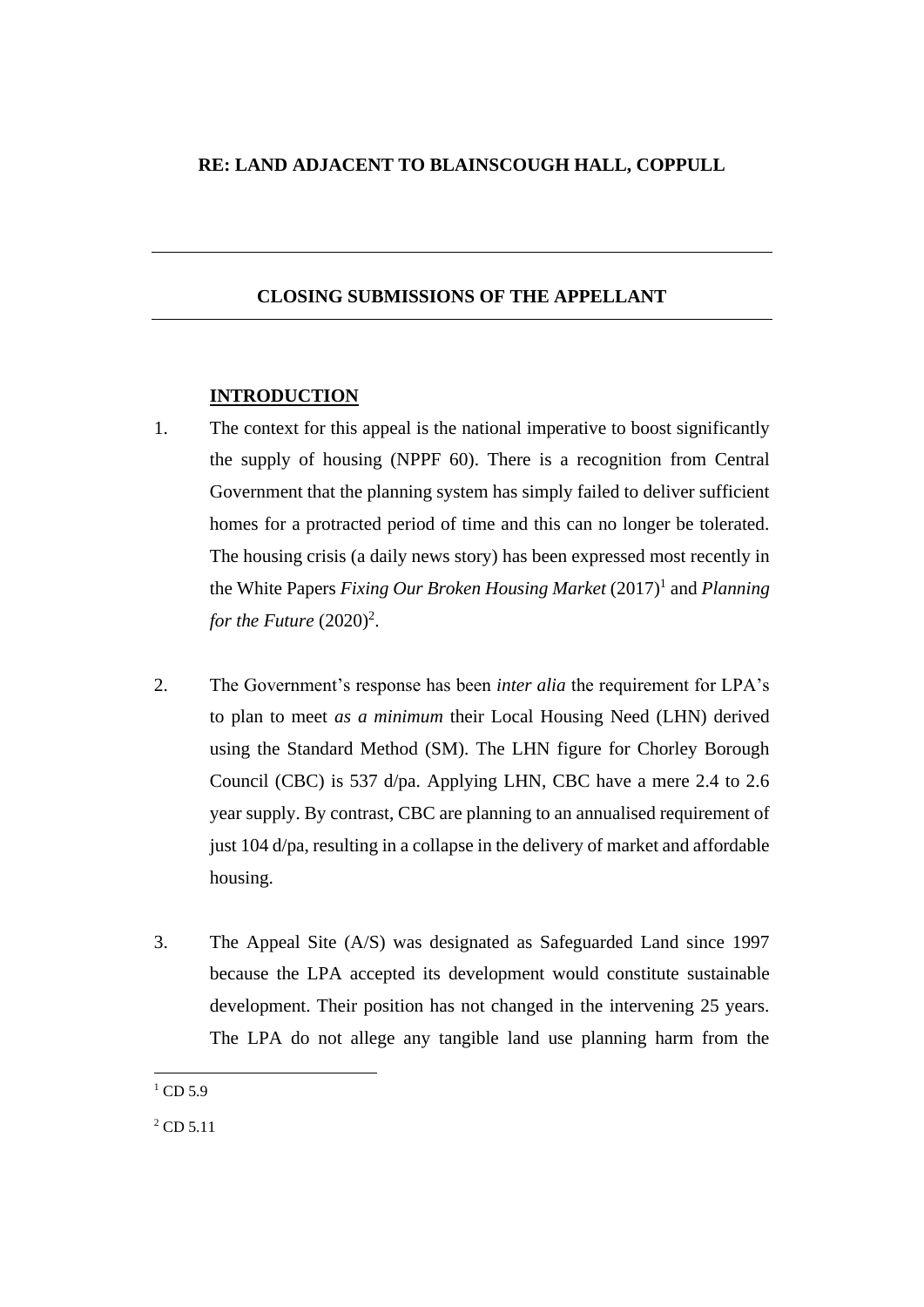**RE: LAND ADJACENT TO BLAINSCOUGH HALL, COPPULL**

---

**CLOSING SUBMISSIONS OF THE APPELLANT**

---

**INTRODUCTION**

1. The context for this appeal is the national imperative to boost significantly the supply of housing (NPPF 60). There is a recognition from Central Government that the planning system has simply failed to deliver sufficient homes for a protracted period of time and this can no longer be tolerated. The housing crisis (a daily news story) has been expressed most recently in the White Papers *Fixing Our Broken Housing Market* (2017)[1] and *Planning for the Future* (2020)[2].

2. The Government's response has been *inter alia* the requirement for LPA's to plan to meet *as a minimum* their Local Housing Need (LHN) derived using the Standard Method (SM). The LHN figure for Chorley Borough Council (CBC) is 537 d/pa. Applying LHN, CBC have a mere 2.4 to 2.6 year supply. By contrast, CBC are planning to an annualised requirement of just 104 d/pa, resulting in a collapse in the delivery of market and affordable housing.

3. The Appeal Site (A/S) was designated as Safeguarded Land since 1997 because the LPA accepted its development would constitute sustainable development. Their position has not changed in the intervening 25 years. The LPA do not allege any tangible land use planning harm from the

[1] CD 5.9

[2] CD 5.11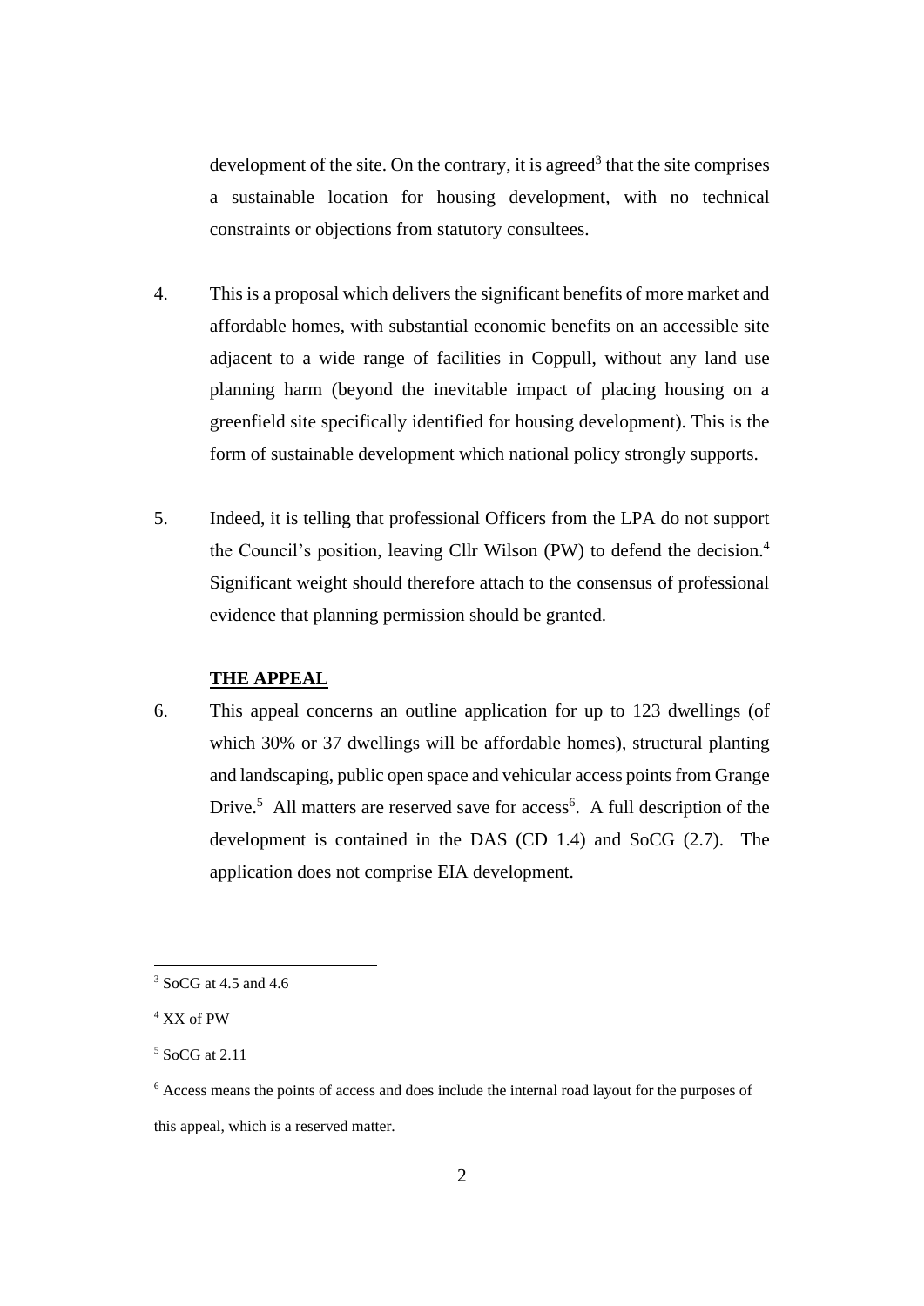development of the site. On the contrary, it is agreed[3] that the site comprises a sustainable location for housing development, with no technical constraints or objections from statutory consultees.

4. This is a proposal which delivers the significant benefits of more market and affordable homes, with substantial economic benefits on an accessible site adjacent to a wide range of facilities in Coppull, without any land use planning harm (beyond the inevitable impact of placing housing on a greenfield site specifically identified for housing development). This is the form of sustainable development which national policy strongly supports.

5. Indeed, it is telling that professional Officers from the LPA do not support the Council's position, leaving Cllr Wilson (PW) to defend the decision.[4] Significant weight should therefore attach to the consensus of professional evidence that planning permission should be granted.

**THE APPEAL**

6. This appeal concerns an outline application for up to 123 dwellings (of which 30% or 37 dwellings will be affordable homes), structural planting and landscaping, public open space and vehicular access points from Grange Drive.[5] All matters are reserved save for access[6]. A full description of the development is contained in the DAS (CD 1.4) and SoCG (2.7). The application does not comprise EIA development.

---

[3] SoCG at 4.5 and 4.6

[4] XX of PW

[5] SoCG at 2.11

[6] Access means the points of access and does include the internal road layout for the purposes of this appeal, which is a reserved matter.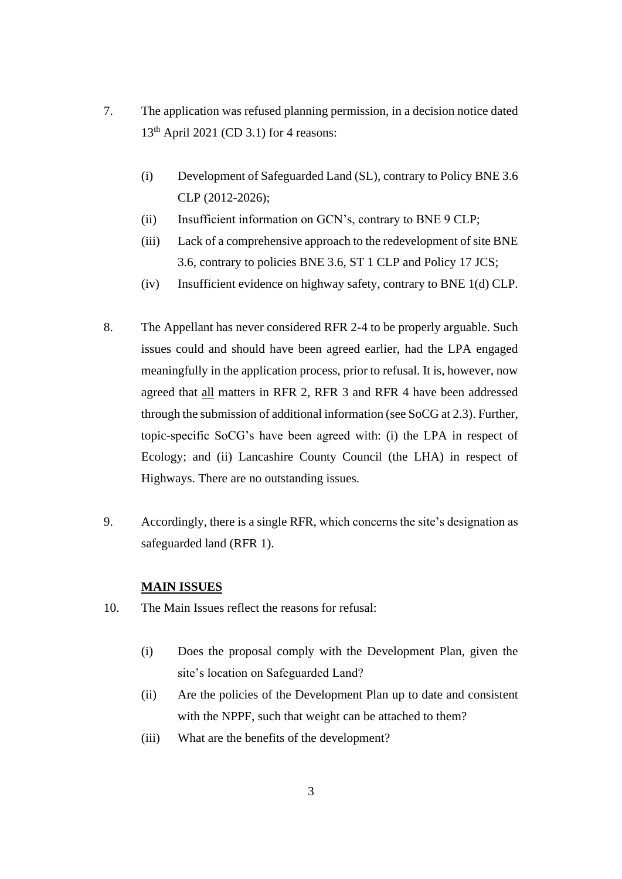7. The application was refused planning permission, in a decision notice dated 13th April 2021 (CD 3.1) for 4 reasons:

   (i) Development of Safeguarded Land (SL), contrary to Policy BNE 3.6 CLP (2012-2026);

   (ii) Insufficient information on GCN's, contrary to BNE 9 CLP;

   (iii) Lack of a comprehensive approach to the redevelopment of site BNE 3.6, contrary to policies BNE 3.6, ST 1 CLP and Policy 17 JCS;

   (iv) Insufficient evidence on highway safety, contrary to BNE 1(d) CLP.

8. The Appellant has never considered RFR 2-4 to be properly arguable. Such issues could and should have been agreed earlier, had the LPA engaged meaningfully in the application process, prior to refusal. It is, however, now agreed that <u>all</u> matters in RFR 2, RFR 3 and RFR 4 have been addressed through the submission of additional information (see SoCG at 2.3). Further, topic-specific SoCG's have been agreed with: (i) the LPA in respect of Ecology; and (ii) Lancashire County Council (the LHA) in respect of Highways. There are no outstanding issues.

9. Accordingly, there is a single RFR, which concerns the site's designation as safeguarded land (RFR 1).

**<u>MAIN ISSUES</u>**

10. The Main Issues reflect the reasons for refusal:

    (i) Does the proposal comply with the Development Plan, given the site's location on Safeguarded Land?

    (ii) Are the policies of the Development Plan up to date and consistent with the NPPF, such that weight can be attached to them?

    (iii) What are the benefits of the development?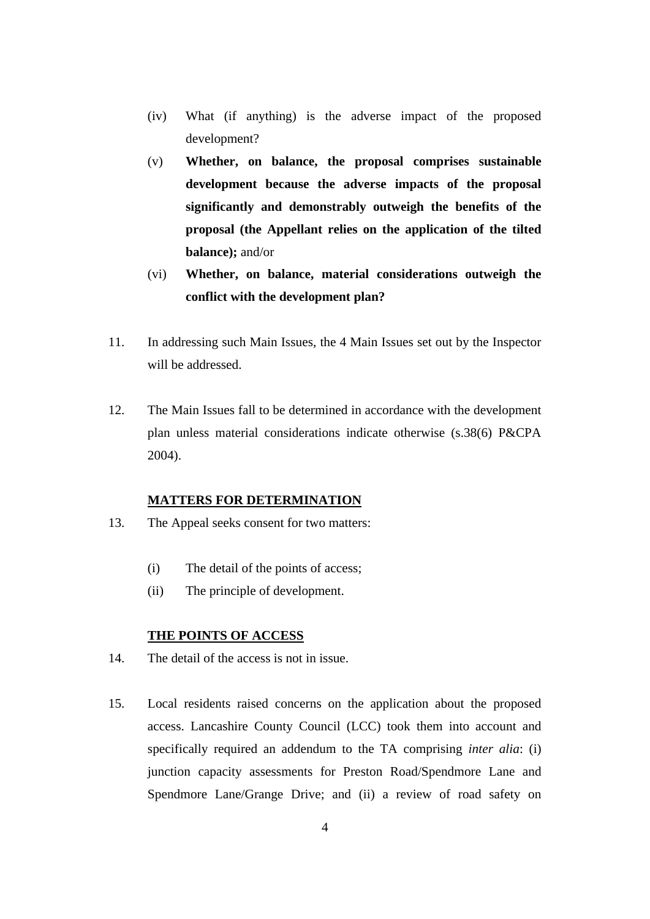(iv) What (if anything) is the adverse impact of the proposed development?

(v) **Whether, on balance, the proposal comprises sustainable development because the adverse impacts of the proposal significantly and demonstrably outweigh the benefits of the proposal (the Appellant relies on the application of the tilted balance);** and/or

(vi) **Whether, on balance, material considerations outweigh the conflict with the development plan?**

11. In addressing such Main Issues, the 4 Main Issues set out by the Inspector will be addressed.

12. The Main Issues fall to be determined in accordance with the development plan unless material considerations indicate otherwise (s.38(6) P&CPA 2004).

**<u>MATTERS FOR DETERMINATION</u>**

13. The Appeal seeks consent for two matters:

(i) The detail of the points of access;

(ii) The principle of development.

**<u>THE POINTS OF ACCESS</u>**

14. The detail of the access is not in issue.

15. Local residents raised concerns on the application about the proposed access. Lancashire County Council (LCC) took them into account and specifically required an addendum to the TA comprising *inter alia*: (i) junction capacity assessments for Preston Road/Spendmore Lane and Spendmore Lane/Grange Drive; and (ii) a review of road safety on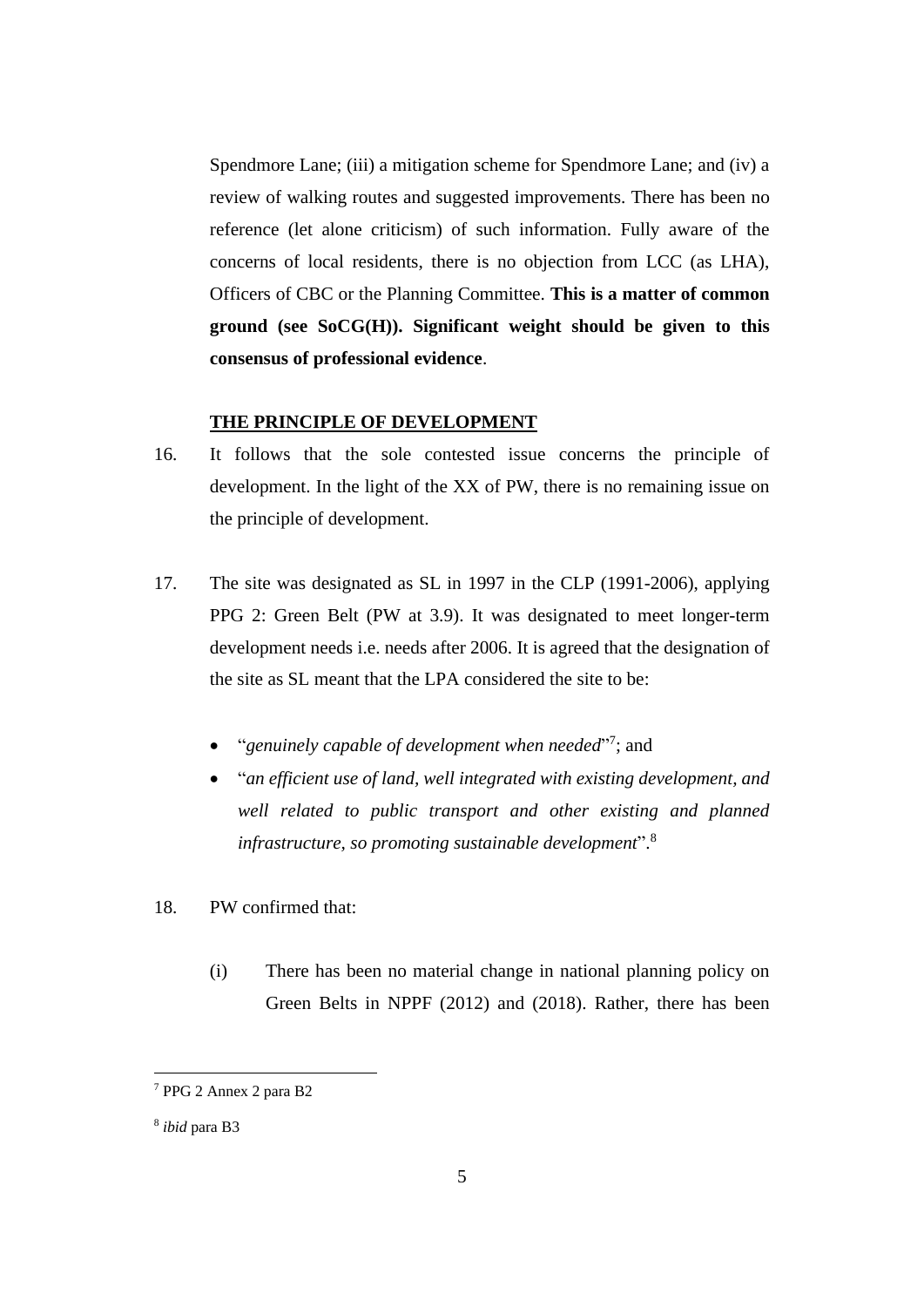Spendmore Lane; (iii) a mitigation scheme for Spendmore Lane; and (iv) a review of walking routes and suggested improvements. There has been no reference (let alone criticism) of such information. Fully aware of the concerns of local residents, there is no objection from LCC (as LHA), Officers of CBC or the Planning Committee. **This is a matter of common ground (see SoCG(H)). Significant weight should be given to this consensus of professional evidence**.

## THE PRINCIPLE OF DEVELOPMENT

16. It follows that the sole contested issue concerns the principle of development. In the light of the XX of PW, there is no remaining issue on the principle of development.

17. The site was designated as SL in 1997 in the CLP (1991-2006), applying PPG 2: Green Belt (PW at 3.9). It was designated to meet longer-term development needs i.e. needs after 2006. It is agreed that the designation of the site as SL meant that the LPA considered the site to be:

    - "*genuinely capable of development when needed*"[7]; and
    - "*an efficient use of land, well integrated with existing development, and well related to public transport and other existing and planned infrastructure, so promoting sustainable development*".[8]

18. PW confirmed that:

    (i) There has been no material change in national planning policy on Green Belts in NPPF (2012) and (2018). Rather, there has been

---

[7] PPG 2 Annex 2 para B2

[8] *ibid* para B3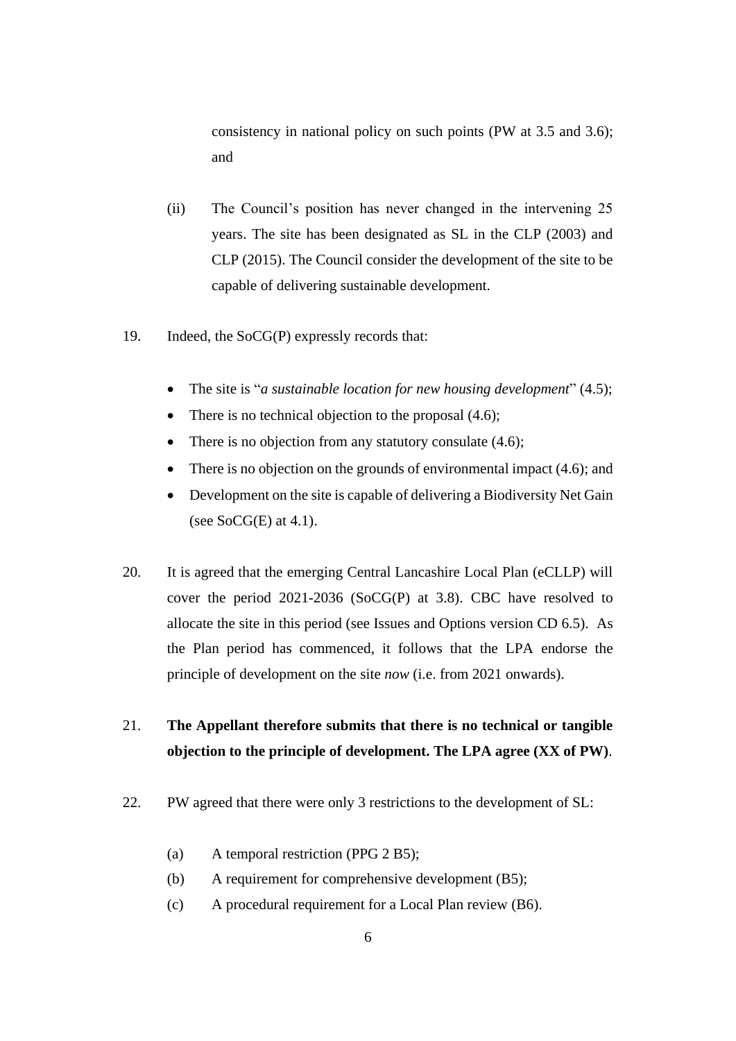consistency in national policy on such points (PW at 3.5 and 3.6); and

(ii) The Council's position has never changed in the intervening 25 years. The site has been designated as SL in the CLP (2003) and CLP (2015). The Council consider the development of the site to be capable of delivering sustainable development.

19. Indeed, the SoCG(P) expressly records that:

- The site is "*a sustainable location for new housing development*" (4.5);
- There is no technical objection to the proposal (4.6);
- There is no objection from any statutory consulate (4.6);
- There is no objection on the grounds of environmental impact (4.6); and
- Development on the site is capable of delivering a Biodiversity Net Gain (see SoCG(E) at 4.1).

20. It is agreed that the emerging Central Lancashire Local Plan (eCLLP) will cover the period 2021-2036 (SoCG(P) at 3.8). CBC have resolved to allocate the site in this period (see Issues and Options version CD 6.5). As the Plan period has commenced, it follows that the LPA endorse the principle of development on the site *now* (i.e. from 2021 onwards).

21. **The Appellant therefore submits that there is no technical or tangible objection to the principle of development. The LPA agree (XX of PW)**.

22. PW agreed that there were only 3 restrictions to the development of SL:

(a) A temporal restriction (PPG 2 B5);
(b) A requirement for comprehensive development (B5);
(c) A procedural requirement for a Local Plan review (B6).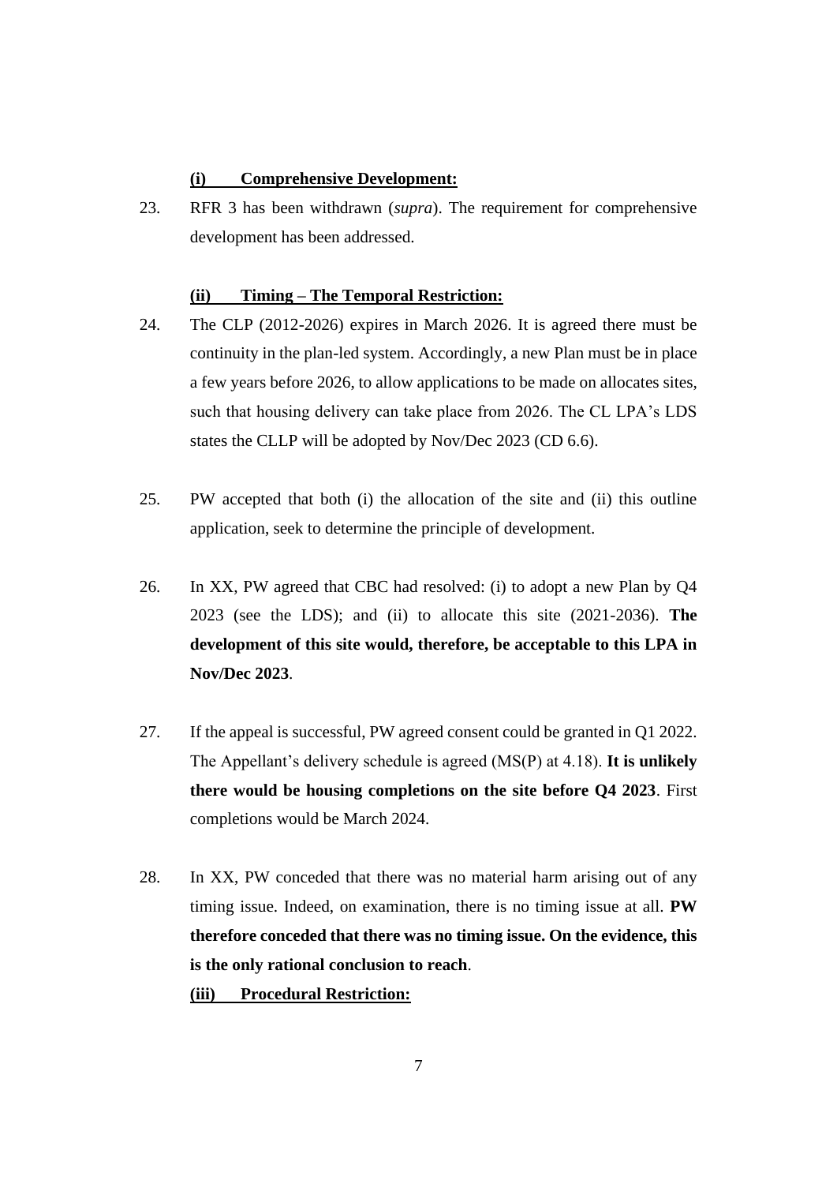**(i) Comprehensive Development:**

23. RFR 3 has been withdrawn (*supra*). The requirement for comprehensive development has been addressed.

**(ii) Timing – The Temporal Restriction:**

24. The CLP (2012-2026) expires in March 2026. It is agreed there must be continuity in the plan-led system. Accordingly, a new Plan must be in place a few years before 2026, to allow applications to be made on allocates sites, such that housing delivery can take place from 2026. The CL LPA's LDS states the CLLP will be adopted by Nov/Dec 2023 (CD 6.6).

25. PW accepted that both (i) the allocation of the site and (ii) this outline application, seek to determine the principle of development.

26. In XX, PW agreed that CBC had resolved: (i) to adopt a new Plan by Q4 2023 (see the LDS); and (ii) to allocate this site (2021-2036). **The development of this site would, therefore, be acceptable to this LPA in Nov/Dec 2023**.

27. If the appeal is successful, PW agreed consent could be granted in Q1 2022. The Appellant's delivery schedule is agreed (MS(P) at 4.18). **It is unlikely there would be housing completions on the site before Q4 2023**. First completions would be March 2024.

28. In XX, PW conceded that there was no material harm arising out of any timing issue. Indeed, on examination, there is no timing issue at all. **PW therefore conceded that there was no timing issue. On the evidence, this is the only rational conclusion to reach**.

**(iii) Procedural Restriction:**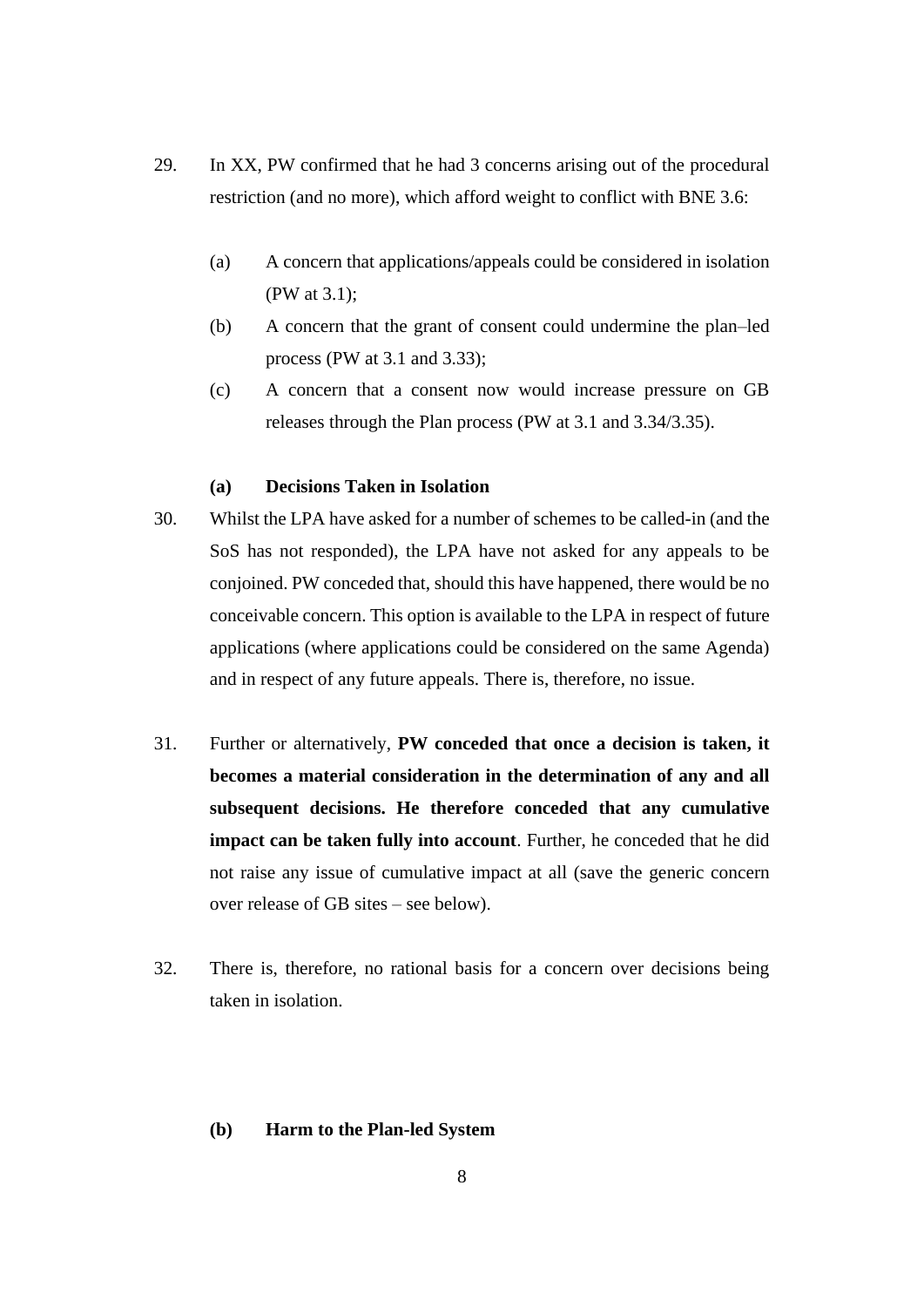29. In XX, PW confirmed that he had 3 concerns arising out of the procedural restriction (and no more), which afford weight to conflict with BNE 3.6:

    (a) A concern that applications/appeals could be considered in isolation (PW at 3.1);

    (b) A concern that the grant of consent could undermine the plan–led process (PW at 3.1 and 3.33);

    (c) A concern that a consent now would increase pressure on GB releases through the Plan process (PW at 3.1 and 3.34/3.35).

**(a) Decisions Taken in Isolation**

30. Whilst the LPA have asked for a number of schemes to be called-in (and the SoS has not responded), the LPA have not asked for any appeals to be conjoined. PW conceded that, should this have happened, there would be no conceivable concern. This option is available to the LPA in respect of future applications (where applications could be considered on the same Agenda) and in respect of any future appeals. There is, therefore, no issue.

31. Further or alternatively, **PW conceded that once a decision is taken, it becomes a material consideration in the determination of any and all subsequent decisions. He therefore conceded that any cumulative impact can be taken fully into account**. Further, he conceded that he did not raise any issue of cumulative impact at all (save the generic concern over release of GB sites – see below).

32. There is, therefore, no rational basis for a concern over decisions being taken in isolation.

**(b) Harm to the Plan-led System**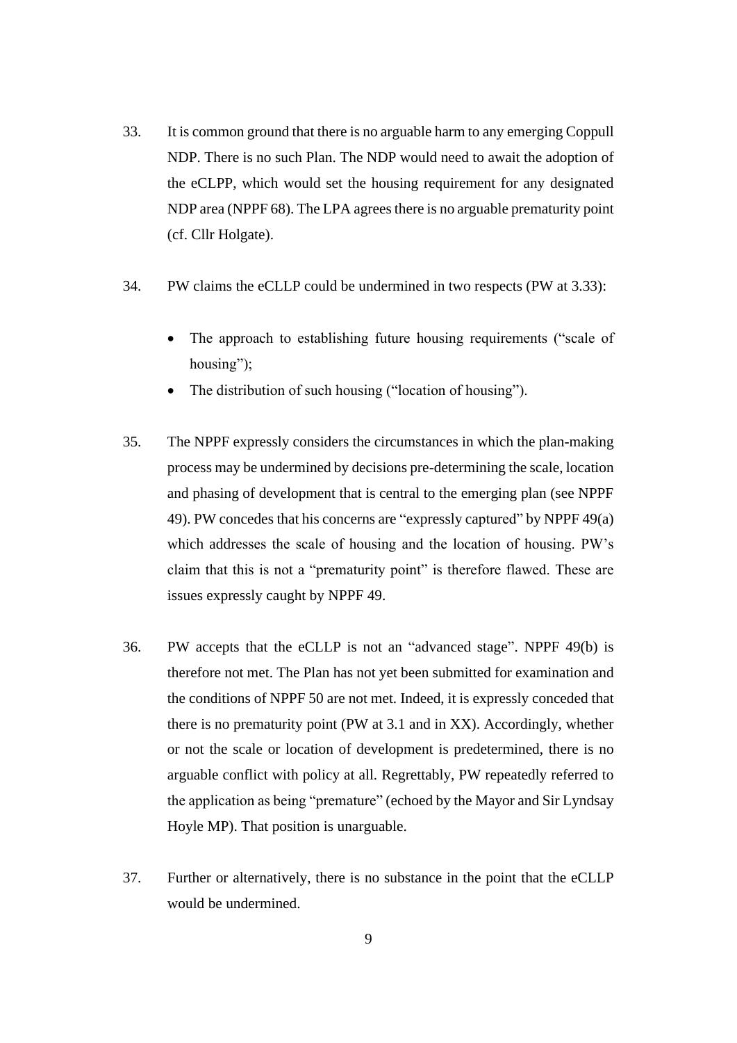33. It is common ground that there is no arguable harm to any emerging Coppull NDP. There is no such Plan. The NDP would need to await the adoption of the eCLPP, which would set the housing requirement for any designated NDP area (NPPF 68). The LPA agrees there is no arguable prematurity point (cf. Cllr Holgate).

34. PW claims the eCLLP could be undermined in two respects (PW at 3.33):

   - The approach to establishing future housing requirements ("scale of housing");
   - The distribution of such housing ("location of housing").

35. The NPPF expressly considers the circumstances in which the plan-making process may be undermined by decisions pre-determining the scale, location and phasing of development that is central to the emerging plan (see NPPF 49). PW concedes that his concerns are "expressly captured" by NPPF 49(a) which addresses the scale of housing and the location of housing. PW's claim that this is not a "prematurity point" is therefore flawed. These are issues expressly caught by NPPF 49.

36. PW accepts that the eCLLP is not an "advanced stage". NPPF 49(b) is therefore not met. The Plan has not yet been submitted for examination and the conditions of NPPF 50 are not met. Indeed, it is expressly conceded that there is no prematurity point (PW at 3.1 and in XX). Accordingly, whether or not the scale or location of development is predetermined, there is no arguable conflict with policy at all. Regrettably, PW repeatedly referred to the application as being "premature" (echoed by the Mayor and Sir Lyndsay Hoyle MP). That position is unarguable.

37. Further or alternatively, there is no substance in the point that the eCLLP would be undermined.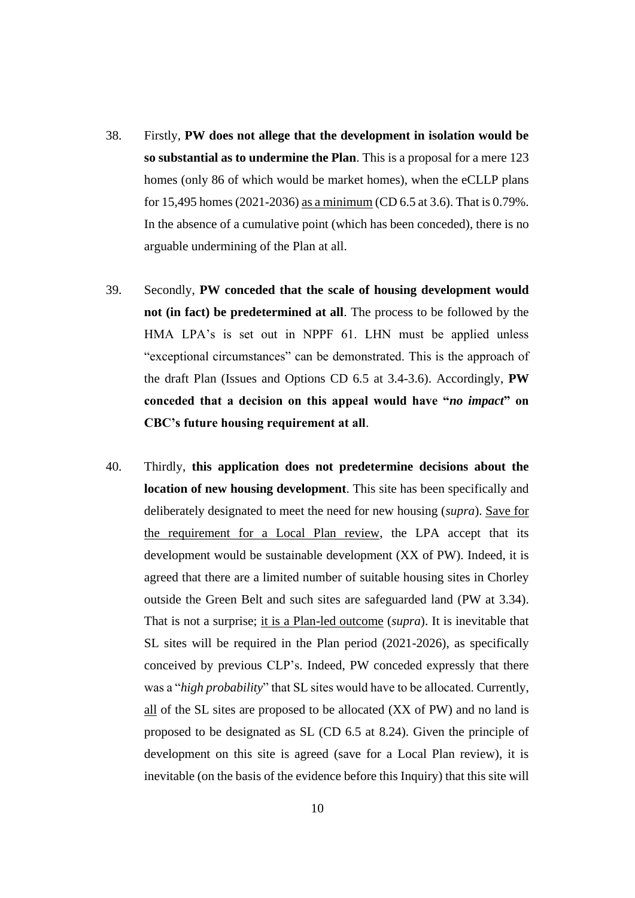38. Firstly, **PW does not allege that the development in isolation would be so substantial as to undermine the Plan**. This is a proposal for a mere 123 homes (only 86 of which would be market homes), when the eCLLP plans for 15,495 homes (2021-2036) <u>as a minimum</u> (CD 6.5 at 3.6). That is 0.79%. In the absence of a cumulative point (which has been conceded), there is no arguable undermining of the Plan at all.

39. Secondly, **PW conceded that the scale of housing development would not (in fact) be predetermined at all**. The process to be followed by the HMA LPA's is set out in NPPF 61. LHN must be applied unless "exceptional circumstances" can be demonstrated. This is the approach of the draft Plan (Issues and Options CD 6.5 at 3.4-3.6). Accordingly, **PW conceded that a decision on this appeal would have "*no impact*" on CBC's future housing requirement at all**.

40. Thirdly, **this application does not predetermine decisions about the location of new housing development**. This site has been specifically and deliberately designated to meet the need for new housing (*supra*). <u>Save for the requirement for a Local Plan review</u>, the LPA accept that its development would be sustainable development (XX of PW). Indeed, it is agreed that there are a limited number of suitable housing sites in Chorley outside the Green Belt and such sites are safeguarded land (PW at 3.34). That is not a surprise; <u>it is a Plan-led outcome</u> (*supra*). It is inevitable that SL sites will be required in the Plan period (2021-2026), as specifically conceived by previous CLP's. Indeed, PW conceded expressly that there was a "*high probability*" that SL sites would have to be allocated. Currently, <u>all</u> of the SL sites are proposed to be allocated (XX of PW) and no land is proposed to be designated as SL (CD 6.5 at 8.24). Given the principle of development on this site is agreed (save for a Local Plan review), it is inevitable (on the basis of the evidence before this Inquiry) that this site will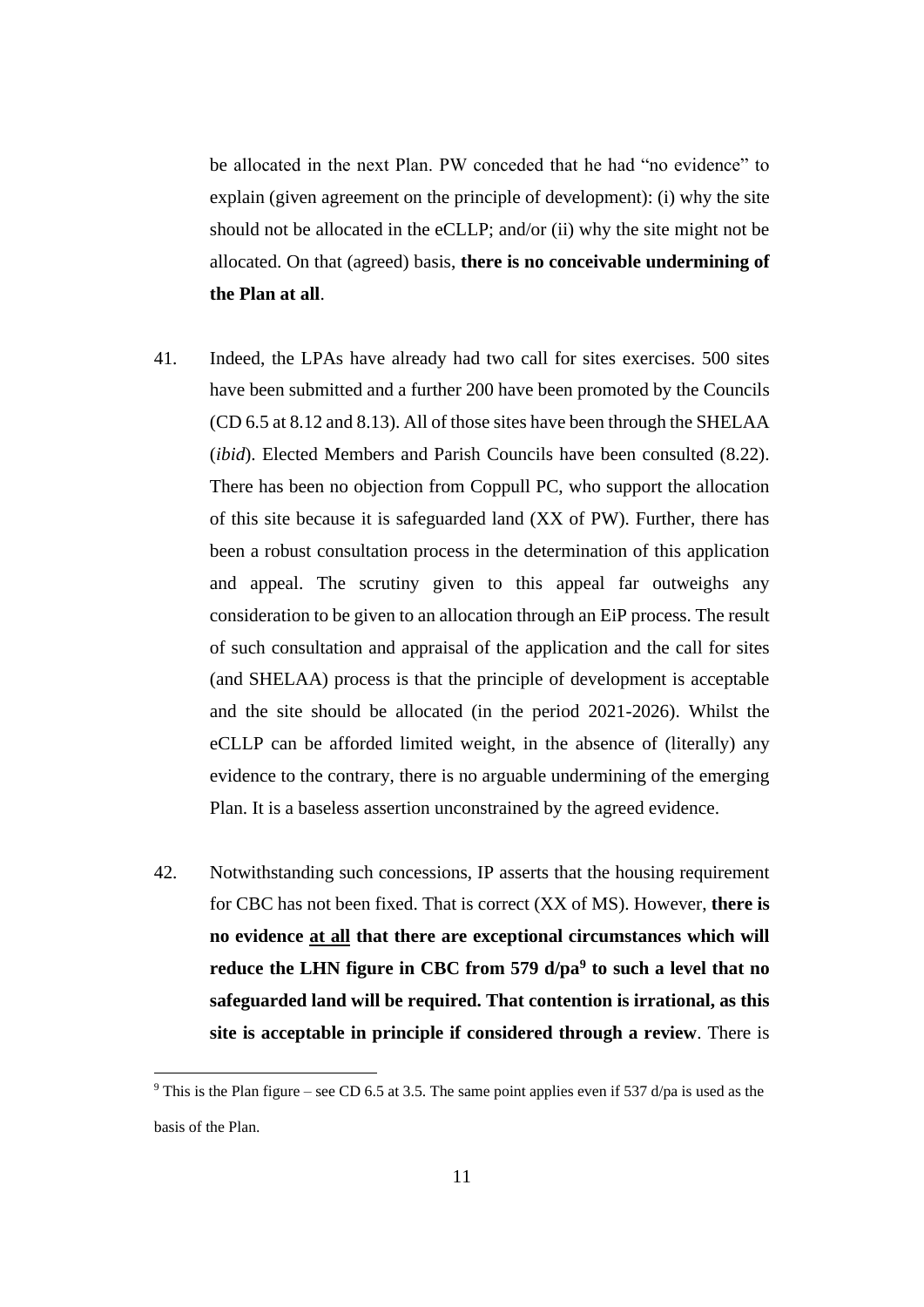be allocated in the next Plan. PW conceded that he had "no evidence" to explain (given agreement on the principle of development): (i) why the site should not be allocated in the eCLLP; and/or (ii) why the site might not be allocated. On that (agreed) basis, **there is no conceivable undermining of the Plan at all**.

41. Indeed, the LPAs have already had two call for sites exercises. 500 sites have been submitted and a further 200 have been promoted by the Councils (CD 6.5 at 8.12 and 8.13). All of those sites have been through the SHELAA (*ibid*). Elected Members and Parish Councils have been consulted (8.22). There has been no objection from Coppull PC, who support the allocation of this site because it is safeguarded land (XX of PW). Further, there has been a robust consultation process in the determination of this application and appeal. The scrutiny given to this appeal far outweighs any consideration to be given to an allocation through an EiP process. The result of such consultation and appraisal of the application and the call for sites (and SHELAA) process is that the principle of development is acceptable and the site should be allocated (in the period 2021-2026). Whilst the eCLLP can be afforded limited weight, in the absence of (literally) any evidence to the contrary, there is no arguable undermining of the emerging Plan. It is a baseless assertion unconstrained by the agreed evidence.

42. Notwithstanding such concessions, IP asserts that the housing requirement for CBC has not been fixed. That is correct (XX of MS). However, **there is no evidence <u>at all</u> that there are exceptional circumstances which will reduce the LHN figure in CBC from 579 d/pa[9] to such a level that no safeguarded land will be required. That contention is irrational, as this site is acceptable in principle if considered through a review**. There is

[9] This is the Plan figure – see CD 6.5 at 3.5. The same point applies even if 537 d/pa is used as the basis of the Plan.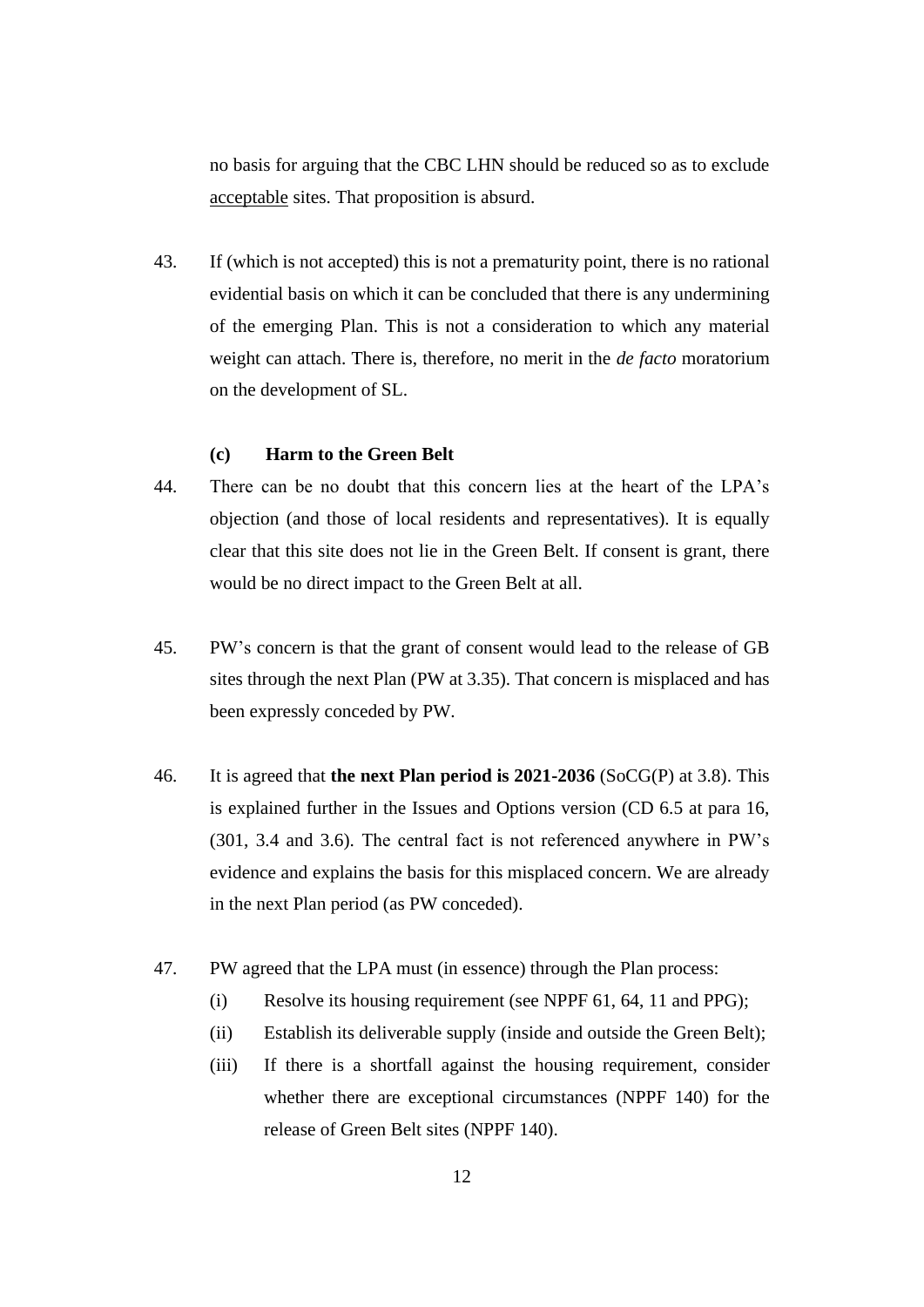no basis for arguing that the CBC LHN should be reduced so as to exclude <u>acceptable</u> sites. That proposition is absurd.

43. If (which is not accepted) this is not a prematurity point, there is no rational evidential basis on which it can be concluded that there is any undermining of the emerging Plan. This is not a consideration to which any material weight can attach. There is, therefore, no merit in the *de facto* moratorium on the development of SL.

**(c) Harm to the Green Belt**

44. There can be no doubt that this concern lies at the heart of the LPA's objection (and those of local residents and representatives). It is equally clear that this site does not lie in the Green Belt. If consent is grant, there would be no direct impact to the Green Belt at all.

45. PW's concern is that the grant of consent would lead to the release of GB sites through the next Plan (PW at 3.35). That concern is misplaced and has been expressly conceded by PW.

46. It is agreed that **the next Plan period is 2021-2036** (SoCG(P) at 3.8). This is explained further in the Issues and Options version (CD 6.5 at para 16, (301, 3.4 and 3.6). The central fact is not referenced anywhere in PW's evidence and explains the basis for this misplaced concern. We are already in the next Plan period (as PW conceded).

47. PW agreed that the LPA must (in essence) through the Plan process:
    (i) Resolve its housing requirement (see NPPF 61, 64, 11 and PPG);
    (ii) Establish its deliverable supply (inside and outside the Green Belt);
    (iii) If there is a shortfall against the housing requirement, consider whether there are exceptional circumstances (NPPF 140) for the release of Green Belt sites (NPPF 140).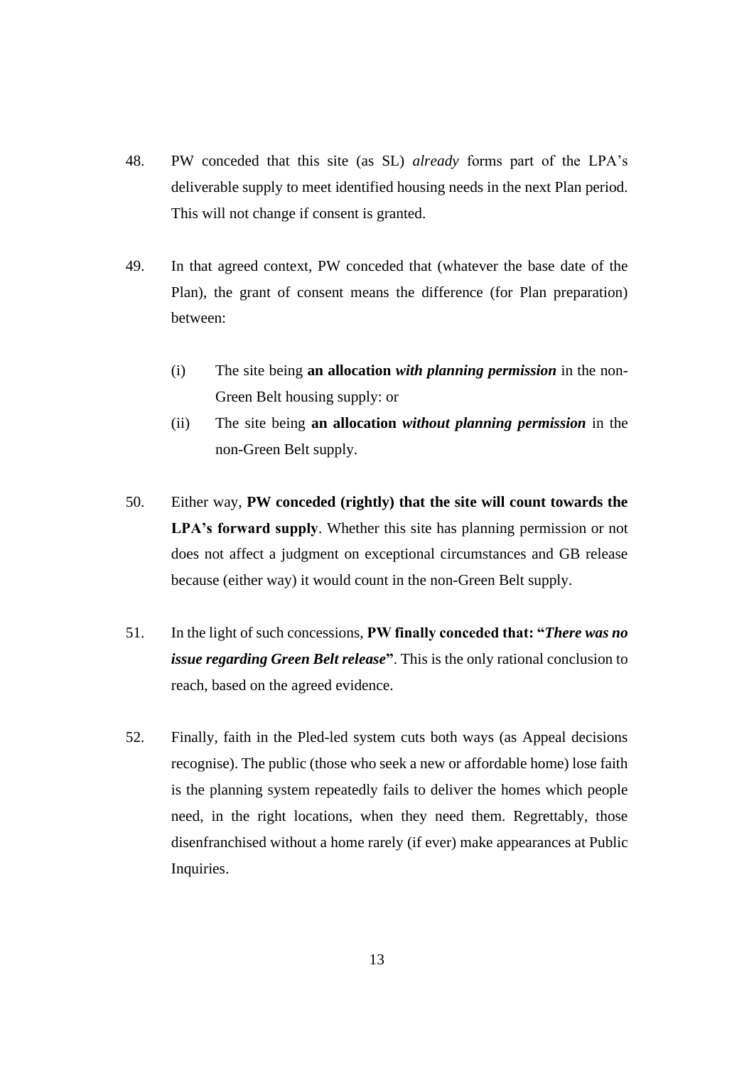48. PW conceded that this site (as SL) *already* forms part of the LPA's deliverable supply to meet identified housing needs in the next Plan period. This will not change if consent is granted.

49. In that agreed context, PW conceded that (whatever the base date of the Plan), the grant of consent means the difference (for Plan preparation) between:

    (i) The site being **an allocation** ***with planning permission*** in the non-Green Belt housing supply: or

    (ii) The site being **an allocation** ***without planning permission*** in the non-Green Belt supply.

50. Either way, **PW conceded (rightly) that the site will count towards the LPA's forward supply**. Whether this site has planning permission or not does not affect a judgment on exceptional circumstances and GB release because (either way) it would count in the non-Green Belt supply.

51. In the light of such concessions, **PW finally conceded that: "*There was no issue regarding Green Belt release*"**. This is the only rational conclusion to reach, based on the agreed evidence.

52. Finally, faith in the Pled-led system cuts both ways (as Appeal decisions recognise). The public (those who seek a new or affordable home) lose faith is the planning system repeatedly fails to deliver the homes which people need, in the right locations, when they need them. Regrettably, those disenfranchised without a home rarely (if ever) make appearances at Public Inquiries.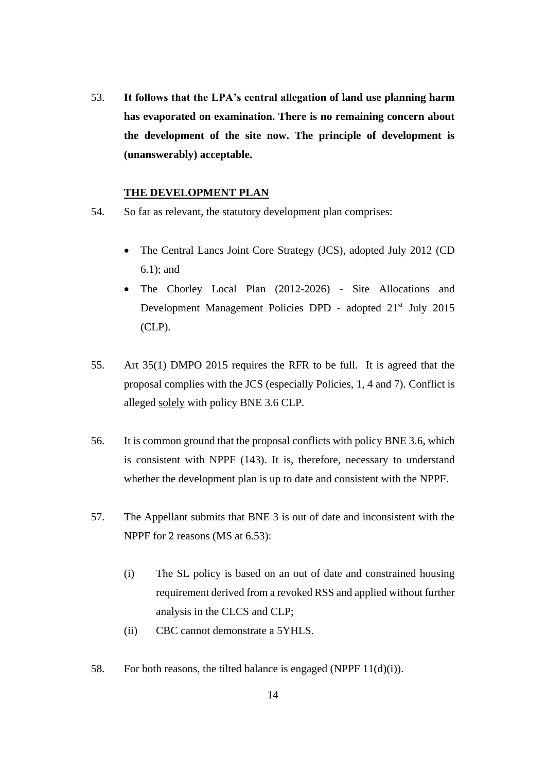53. **It follows that the LPA's central allegation of land use planning harm has evaporated on examination. There is no remaining concern about the development of the site now. The principle of development is (unanswerably) acceptable.**

**<u>THE DEVELOPMENT PLAN</u>**

54. So far as relevant, the statutory development plan comprises:

- The Central Lancs Joint Core Strategy (JCS), adopted July 2012 (CD 6.1); and
- The Chorley Local Plan (2012-2026) - Site Allocations and Development Management Policies DPD - adopted 21st July 2015 (CLP).

55. Art 35(1) DMPO 2015 requires the RFR to be full. It is agreed that the proposal complies with the JCS (especially Policies, 1, 4 and 7). Conflict is alleged <u>solely</u> with policy BNE 3.6 CLP.

56. It is common ground that the proposal conflicts with policy BNE 3.6, which is consistent with NPPF (143). It is, therefore, necessary to understand whether the development plan is up to date and consistent with the NPPF.

57. The Appellant submits that BNE 3 is out of date and inconsistent with the NPPF for 2 reasons (MS at 6.53):

(i) The SL policy is based on an out of date and constrained housing requirement derived from a revoked RSS and applied without further analysis in the CLCS and CLP;

(ii) CBC cannot demonstrate a 5YHLS.

58. For both reasons, the tilted balance is engaged (NPPF 11(d)(i)).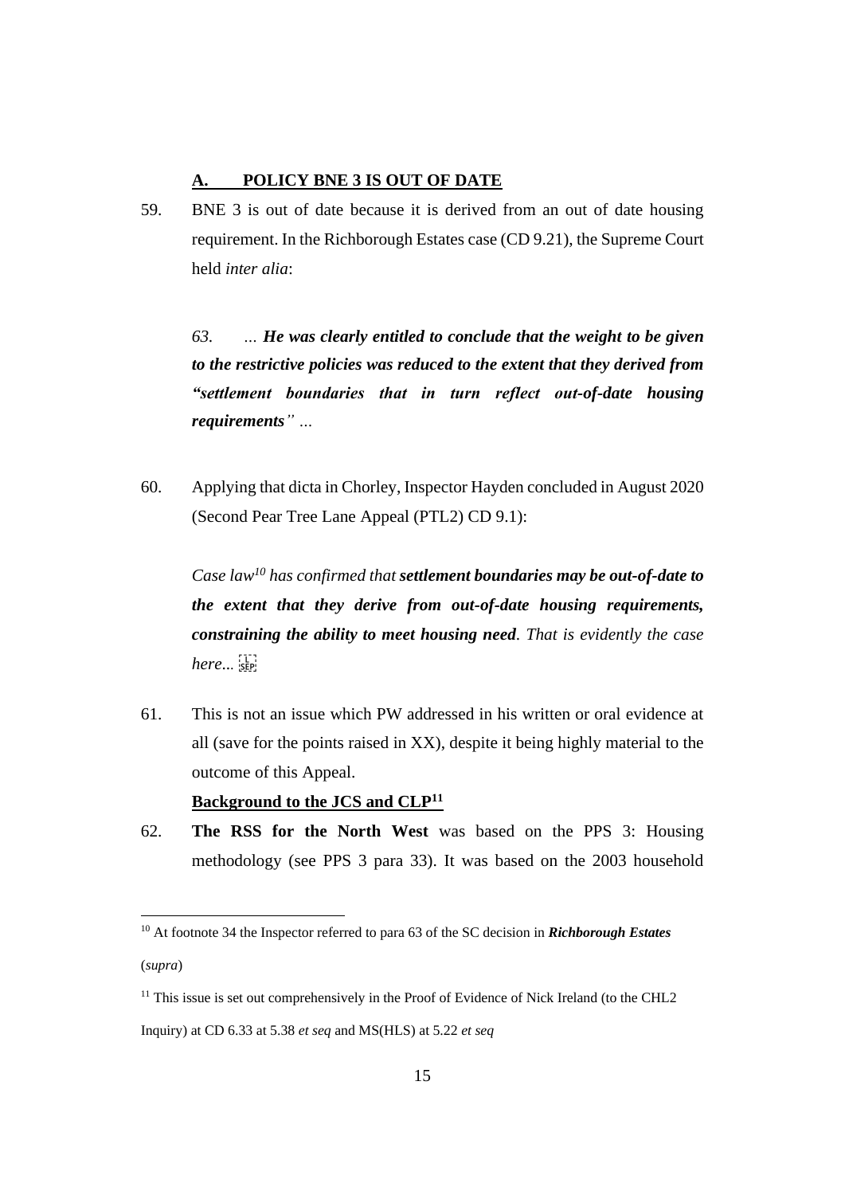## A. POLICY BNE 3 IS OUT OF DATE

59. BNE 3 is out of date because it is derived from an out of date housing requirement. In the Richborough Estates case (CD 9.21), the Supreme Court held *inter alia*:

> *63. … **He was clearly entitled to conclude that the weight to be given to the restrictive policies was reduced to the extent that they derived from "settlement boundaries that in turn reflect out-of-date housing requirements"** …*

60. Applying that dicta in Chorley, Inspector Hayden concluded in August 2020 (Second Pear Tree Lane Appeal (PTL2) CD 9.1):

> *Case law[10] has confirmed that **settlement boundaries may be out-of-date to the extent that they derive from out-of-date housing requirements, constraining the ability to meet housing need**. That is evidently the case here...*

61. This is not an issue which PW addressed in his written or oral evidence at all (save for the points raised in XX), despite it being highly material to the outcome of this Appeal.

**Background to the JCS and CLP[11]**

62. **The RSS for the North West** was based on the PPS 3: Housing methodology (see PPS 3 para 33). It was based on the 2003 household

---

[10] At footnote 34 the Inspector referred to para 63 of the SC decision in ***Richborough Estates*** (*supra*)

[11] This issue is set out comprehensively in the Proof of Evidence of Nick Ireland (to the CHL2 Inquiry) at CD 6.33 at 5.38 *et seq* and MS(HLS) at 5.22 *et seq*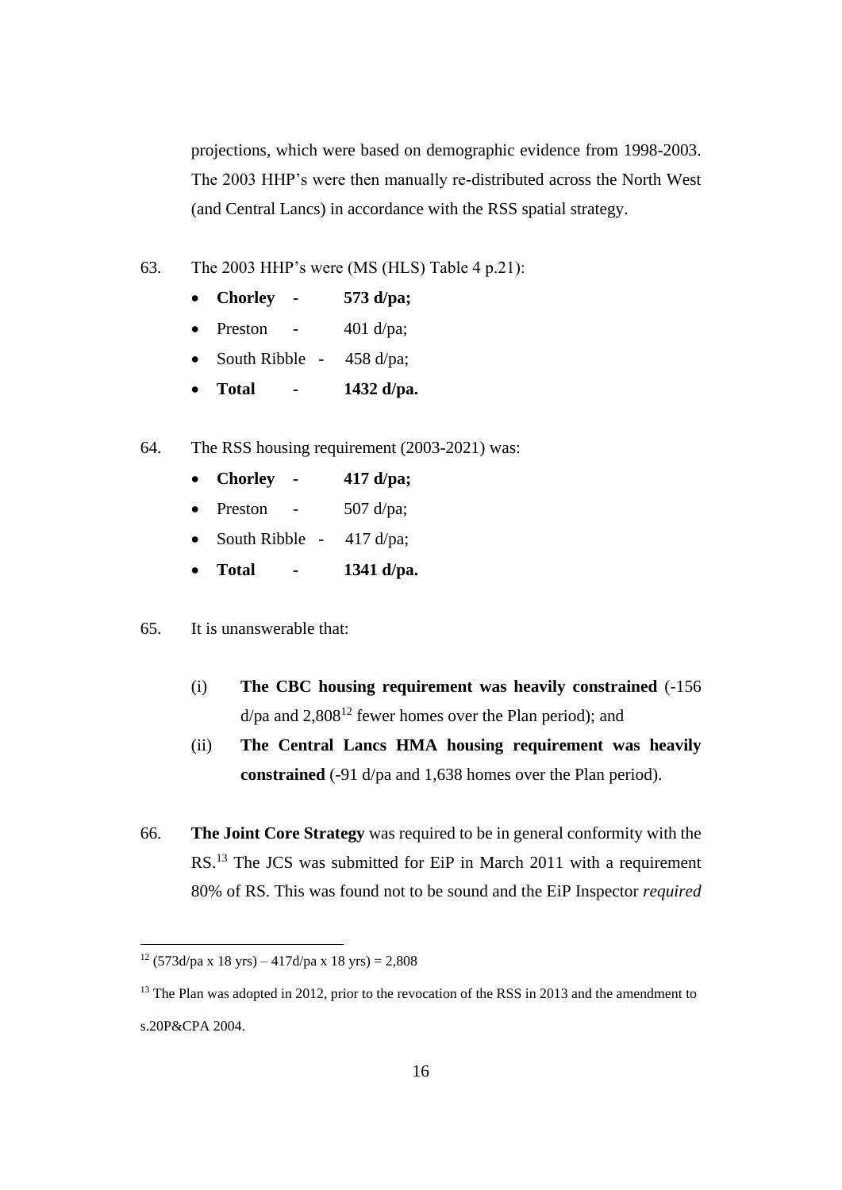projections, which were based on demographic evidence from 1998-2003. The 2003 HHP's were then manually re-distributed across the North West (and Central Lancs) in accordance with the RSS spatial strategy.

63. The 2003 HHP's were (MS (HLS) Table 4 p.21):

- **Chorley - 573 d/pa;**
- Preston - 401 d/pa;
- South Ribble - 458 d/pa;
- **Total - 1432 d/pa.**

64. The RSS housing requirement (2003-2021) was:

- **Chorley - 417 d/pa;**
- Preston - 507 d/pa;
- South Ribble - 417 d/pa;
- **Total - 1341 d/pa.**

65. It is unanswerable that:

(i) **The CBC housing requirement was heavily constrained** (-156 d/pa and 2,808[12] fewer homes over the Plan period); and

(ii) **The Central Lancs HMA housing requirement was heavily constrained** (-91 d/pa and 1,638 homes over the Plan period).

66. **The Joint Core Strategy** was required to be in general conformity with the RS.[13] The JCS was submitted for EiP in March 2011 with a requirement 80% of RS. This was found not to be sound and the EiP Inspector *required*

---

[12] (573d/pa x 18 yrs) – 417d/pa x 18 yrs) = 2,808

[13] The Plan was adopted in 2012, prior to the revocation of the RSS in 2013 and the amendment to s.20P&CPA 2004.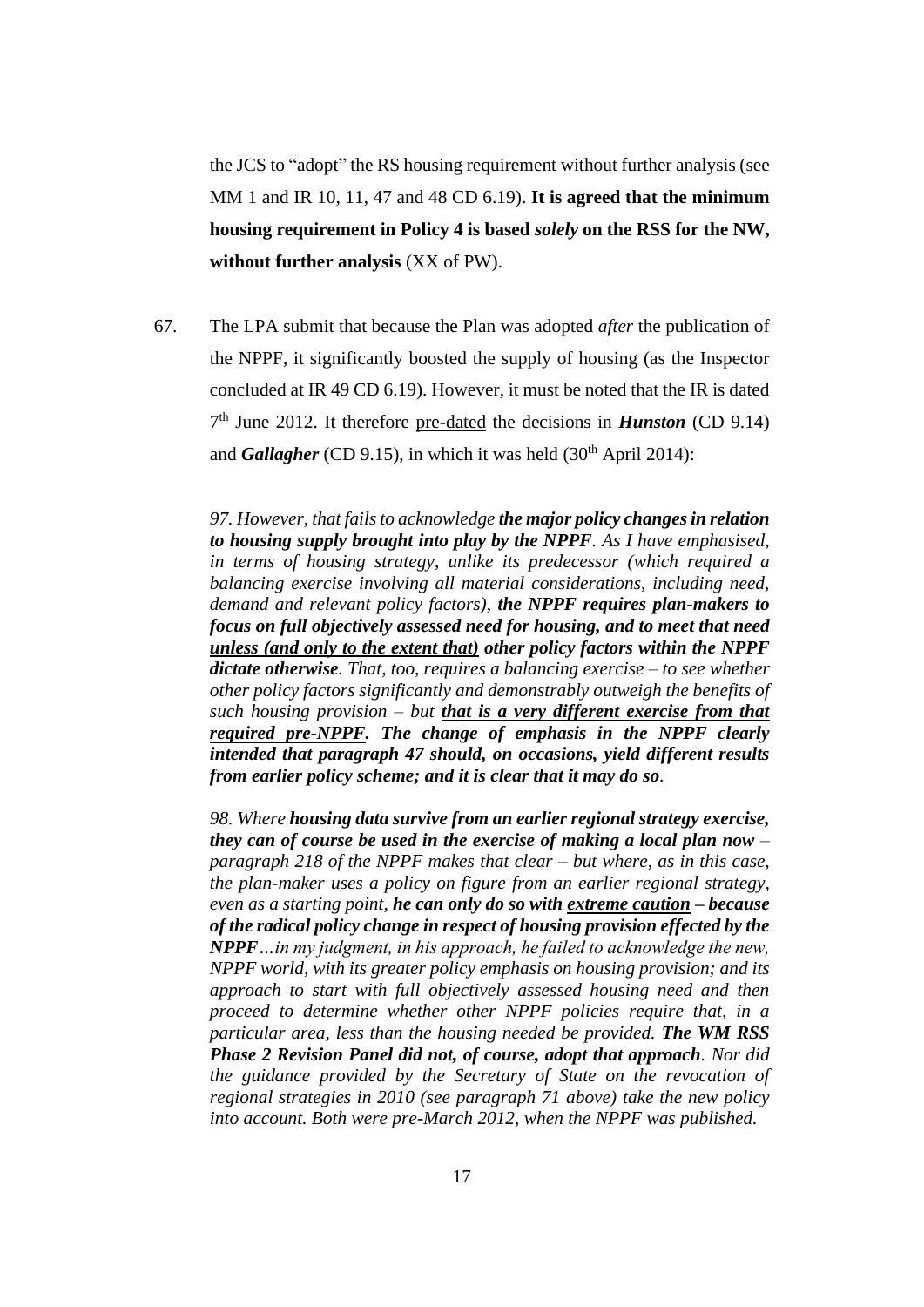the JCS to "adopt" the RS housing requirement without further analysis (see MM 1 and IR 10, 11, 47 and 48 CD 6.19). **It is agreed that the minimum housing requirement in Policy 4 is based *solely* on the RSS for the NW, without further analysis** (XX of PW).

67. The LPA submit that because the Plan was adopted *after* the publication of the NPPF, it significantly boosted the supply of housing (as the Inspector concluded at IR 49 CD 6.19). However, it must be noted that the IR is dated 7th June 2012. It therefore pre-dated the decisions in ***Hunston*** (CD 9.14) and ***Gallagher*** (CD 9.15), in which it was held (30th April 2014):

> *97. However, that fails to acknowledge **the major policy changes in relation to housing supply brought into play by the NPPF**. As I have emphasised, in terms of housing strategy, unlike its predecessor (which required a balancing exercise involving all material considerations, including need, demand and relevant policy factors), **the NPPF requires plan-makers to focus on full objectively assessed need for housing, and to meet that need unless (and only to the extent that) other policy factors within the NPPF dictate otherwise**. That, too, requires a balancing exercise – to see whether other policy factors significantly and demonstrably outweigh the benefits of such housing provision – but **that is a very different exercise from that required pre-NPPF. The change of emphasis in the NPPF clearly intended that paragraph 47 should, on occasions, yield different results from earlier policy scheme; and it is clear that it may do so**.*
>
> *98. Where **housing data survive from an earlier regional strategy exercise, they can of course be used in the exercise of making a local plan now** – paragraph 218 of the NPPF makes that clear – but where, as in this case, the plan-maker uses a policy on figure from an earlier regional strategy, even as a starting point, **he can only do so with extreme caution – because of the radical policy change in respect of housing provision effected by the NPPF**…in my judgment, in his approach, he failed to acknowledge the new, NPPF world, with its greater policy emphasis on housing provision; and its approach to start with full objectively assessed housing need and then proceed to determine whether other NPPF policies require that, in a particular area, less than the housing needed be provided. **The WM RSS Phase 2 Revision Panel did not, of course, adopt that approach**. Nor did the guidance provided by the Secretary of State on the revocation of regional strategies in 2010 (see paragraph 71 above) take the new policy into account. Both were pre-March 2012, when the NPPF was published.*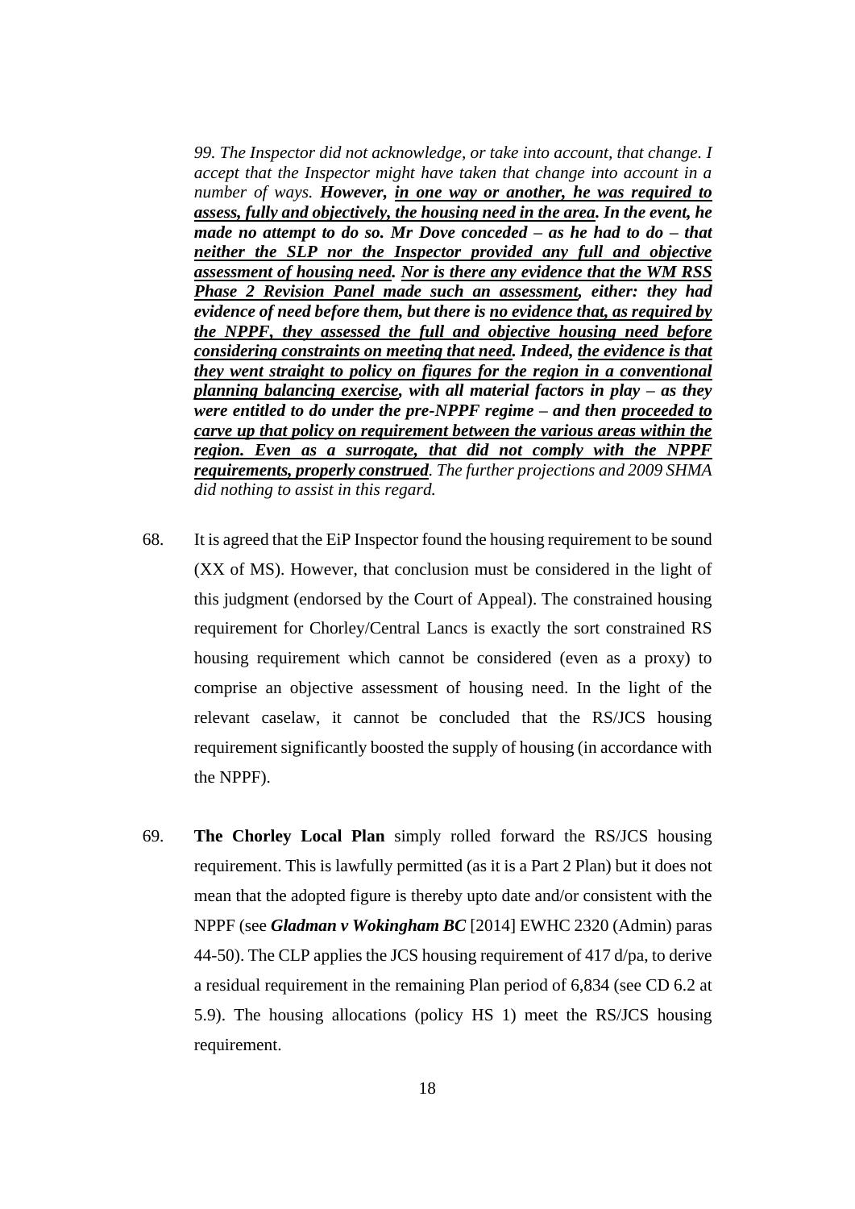> *99. The Inspector did not acknowledge, or take into account, that change. I accept that the Inspector might have taken that change into account in a number of ways.* ***However, <u>in one way or another, he was required to assess, fully and objectively, the housing need in the area</u>. In the event, he made no attempt to do so. Mr Dove conceded – as he had to do – that <u>neither the SLP nor the Inspector provided any full and objective assessment of housing need</u>. <u>Nor is there any evidence that the WM RSS Phase 2 Revision Panel made such an assessment</u>, either: they had evidence of need before them, but there is <u>no evidence that, as required by the NPPF, they assessed the full and objective housing need before considering constraints on meeting that need</u>. Indeed, <u>the evidence is that they went straight to policy on figures for the region in a conventional planning balancing exercise</u>, with all material factors in play – as they were entitled to do under the pre-NPPF regime – and then <u>proceeded to carve up that policy on requirement between the various areas within the region. Even as a surrogate, that did not comply with the NPPF requirements, properly construed</u>.*** *The further projections and 2009 SHMA did nothing to assist in this regard.*

68. It is agreed that the EiP Inspector found the housing requirement to be sound (XX of MS). However, that conclusion must be considered in the light of this judgment (endorsed by the Court of Appeal). The constrained housing requirement for Chorley/Central Lancs is exactly the sort constrained RS housing requirement which cannot be considered (even as a proxy) to comprise an objective assessment of housing need. In the light of the relevant caselaw, it cannot be concluded that the RS/JCS housing requirement significantly boosted the supply of housing (in accordance with the NPPF).

69. **The Chorley Local Plan** simply rolled forward the RS/JCS housing requirement. This is lawfully permitted (as it is a Part 2 Plan) but it does not mean that the adopted figure is thereby upto date and/or consistent with the NPPF (see ***Gladman v Wokingham BC*** [2014] EWHC 2320 (Admin) paras 44-50). The CLP applies the JCS housing requirement of 417 d/pa, to derive a residual requirement in the remaining Plan period of 6,834 (see CD 6.2 at 5.9). The housing allocations (policy HS 1) meet the RS/JCS housing requirement.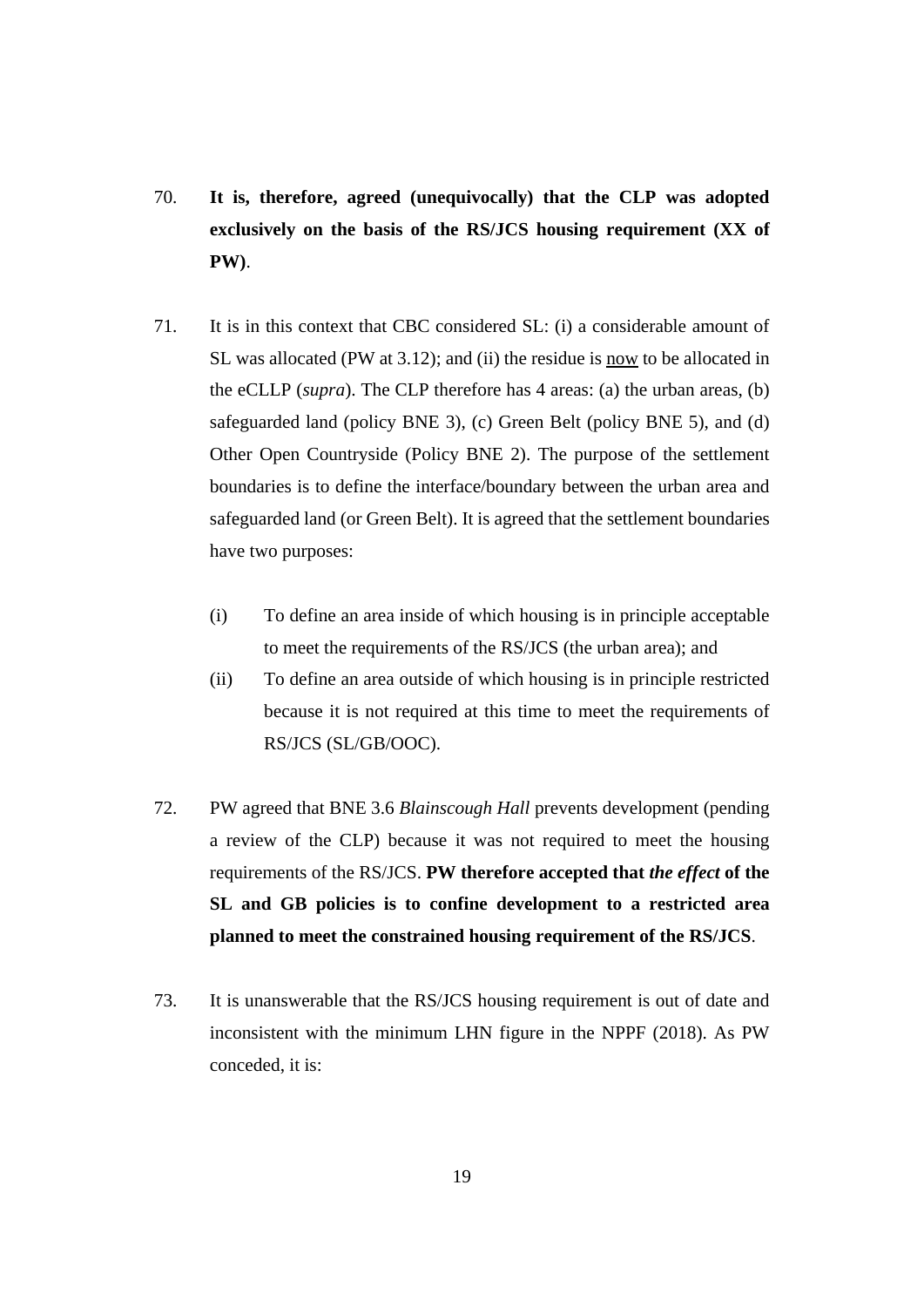70. **It is, therefore, agreed (unequivocally) that the CLP was adopted exclusively on the basis of the RS/JCS housing requirement (XX of PW)**.

71. It is in this context that CBC considered SL: (i) a considerable amount of SL was allocated (PW at 3.12); and (ii) the residue is <u>now</u> to be allocated in the eCLLP (*supra*). The CLP therefore has 4 areas: (a) the urban areas, (b) safeguarded land (policy BNE 3), (c) Green Belt (policy BNE 5), and (d) Other Open Countryside (Policy BNE 2). The purpose of the settlement boundaries is to define the interface/boundary between the urban area and safeguarded land (or Green Belt). It is agreed that the settlement boundaries have two purposes:

    (i) To define an area inside of which housing is in principle acceptable to meet the requirements of the RS/JCS (the urban area); and

    (ii) To define an area outside of which housing is in principle restricted because it is not required at this time to meet the requirements of RS/JCS (SL/GB/OOC).

72. PW agreed that BNE 3.6 *Blainscough Hall* prevents development (pending a review of the CLP) because it was not required to meet the housing requirements of the RS/JCS. **PW therefore accepted that *the effect* of the SL and GB policies is to confine development to a restricted area planned to meet the constrained housing requirement of the RS/JCS**.

73. It is unanswerable that the RS/JCS housing requirement is out of date and inconsistent with the minimum LHN figure in the NPPF (2018). As PW conceded, it is: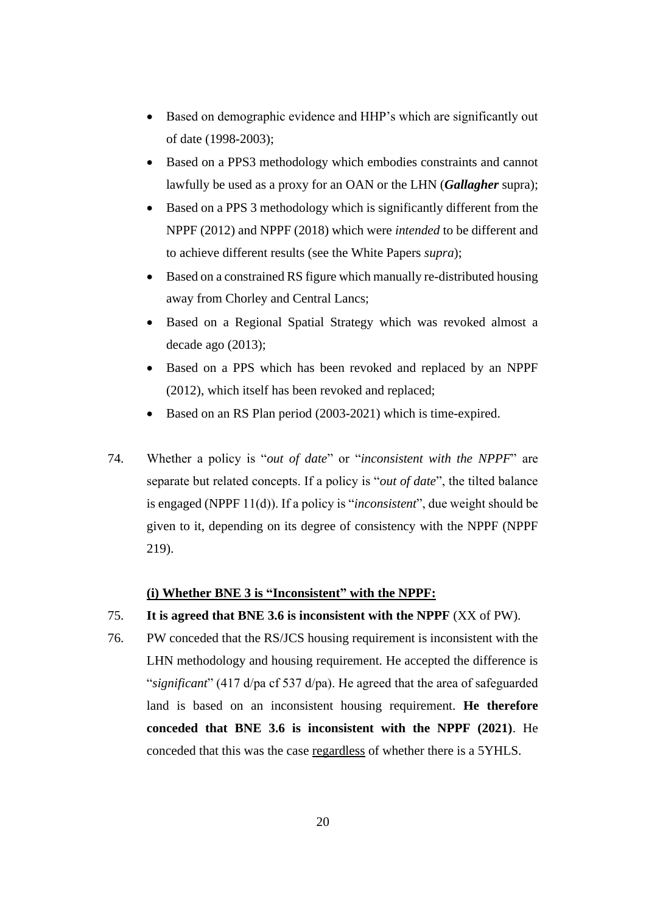- Based on demographic evidence and HHP's which are significantly out of date (1998-2003);
- Based on a PPS3 methodology which embodies constraints and cannot lawfully be used as a proxy for an OAN or the LHN (***Gallagher*** supra);
- Based on a PPS 3 methodology which is significantly different from the NPPF (2012) and NPPF (2018) which were *intended* to be different and to achieve different results (see the White Papers *supra*);
- Based on a constrained RS figure which manually re-distributed housing away from Chorley and Central Lancs;
- Based on a Regional Spatial Strategy which was revoked almost a decade ago (2013);
- Based on a PPS which has been revoked and replaced by an NPPF (2012), which itself has been revoked and replaced;
- Based on an RS Plan period (2003-2021) which is time-expired.

74. Whether a policy is "*out of date*" or "*inconsistent with the NPPF*" are separate but related concepts. If a policy is "*out of date*", the tilted balance is engaged (NPPF 11(d)). If a policy is "*inconsistent*", due weight should be given to it, depending on its degree of consistency with the NPPF (NPPF 219).

<u>**(i) Whether BNE 3 is "Inconsistent" with the NPPF:**</u>

75. **It is agreed that BNE 3.6 is inconsistent with the NPPF** (XX of PW).

76. PW conceded that the RS/JCS housing requirement is inconsistent with the LHN methodology and housing requirement. He accepted the difference is "*significant*" (417 d/pa cf 537 d/pa). He agreed that the area of safeguarded land is based on an inconsistent housing requirement. **He therefore conceded that BNE 3.6 is inconsistent with the NPPF (2021)**. He conceded that this was the case <u>regardless</u> of whether there is a 5YHLS.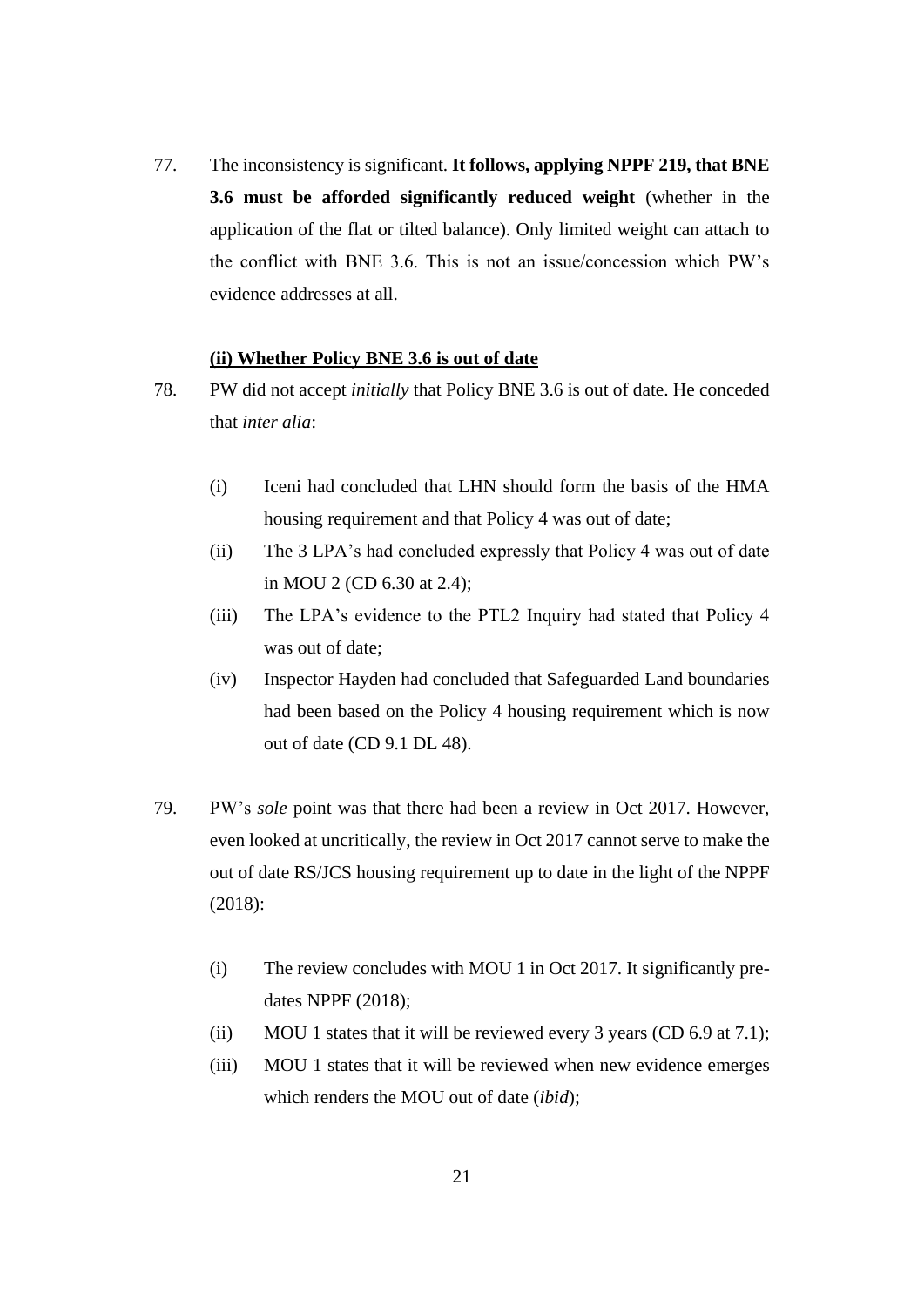77. The inconsistency is significant. **It follows, applying NPPF 219, that BNE 3.6 must be afforded significantly reduced weight** (whether in the application of the flat or tilted balance). Only limited weight can attach to the conflict with BNE 3.6. This is not an issue/concession which PW's evidence addresses at all.

**(ii) Whether Policy BNE 3.6 is out of date**

78. PW did not accept *initially* that Policy BNE 3.6 is out of date. He conceded that *inter alia*:

    (i) Iceni had concluded that LHN should form the basis of the HMA housing requirement and that Policy 4 was out of date;

    (ii) The 3 LPA's had concluded expressly that Policy 4 was out of date in MOU 2 (CD 6.30 at 2.4);

    (iii) The LPA's evidence to the PTL2 Inquiry had stated that Policy 4 was out of date;

    (iv) Inspector Hayden had concluded that Safeguarded Land boundaries had been based on the Policy 4 housing requirement which is now out of date (CD 9.1 DL 48).

79. PW's *sole* point was that there had been a review in Oct 2017. However, even looked at uncritically, the review in Oct 2017 cannot serve to make the out of date RS/JCS housing requirement up to date in the light of the NPPF (2018):

    (i) The review concludes with MOU 1 in Oct 2017. It significantly pre-dates NPPF (2018);

    (ii) MOU 1 states that it will be reviewed every 3 years (CD 6.9 at 7.1);

    (iii) MOU 1 states that it will be reviewed when new evidence emerges which renders the MOU out of date (*ibid*);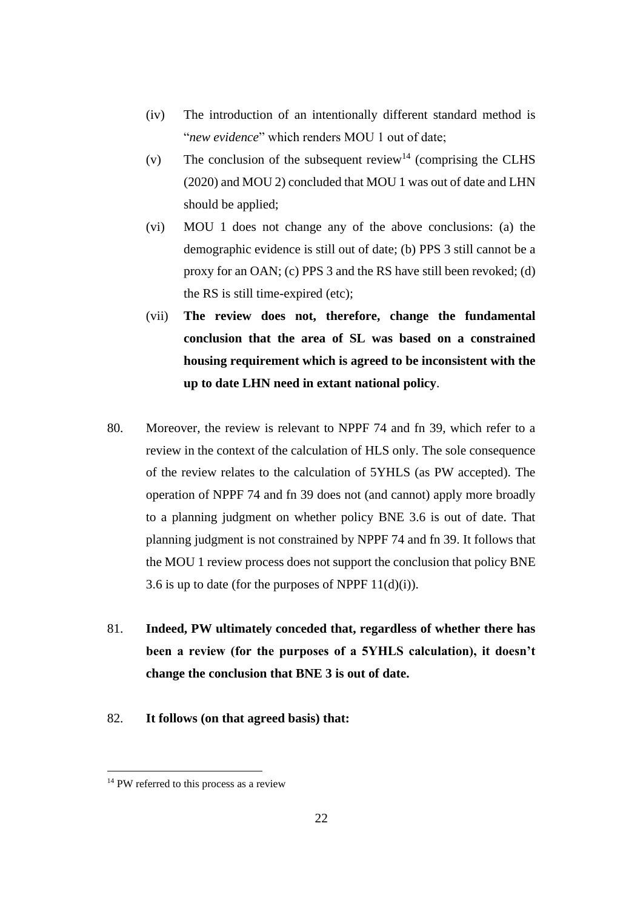(iv) The introduction of an intentionally different standard method is "*new evidence*" which renders MOU 1 out of date;

(v) The conclusion of the subsequent review[14] (comprising the CLHS (2020) and MOU 2) concluded that MOU 1 was out of date and LHN should be applied;

(vi) MOU 1 does not change any of the above conclusions: (a) the demographic evidence is still out of date; (b) PPS 3 still cannot be a proxy for an OAN; (c) PPS 3 and the RS have still been revoked; (d) the RS is still time-expired (etc);

(vii) **The review does not, therefore, change the fundamental conclusion that the area of SL was based on a constrained housing requirement which is agreed to be inconsistent with the up to date LHN need in extant national policy**.

80. Moreover, the review is relevant to NPPF 74 and fn 39, which refer to a review in the context of the calculation of HLS only. The sole consequence of the review relates to the calculation of 5YHLS (as PW accepted). The operation of NPPF 74 and fn 39 does not (and cannot) apply more broadly to a planning judgment on whether policy BNE 3.6 is out of date. That planning judgment is not constrained by NPPF 74 and fn 39. It follows that the MOU 1 review process does not support the conclusion that policy BNE 3.6 is up to date (for the purposes of NPPF 11(d)(i)).

81. **Indeed, PW ultimately conceded that, regardless of whether there has been a review (for the purposes of a 5YHLS calculation), it doesn't change the conclusion that BNE 3 is out of date.**

82. **It follows (on that agreed basis) that:**

[14] PW referred to this process as a review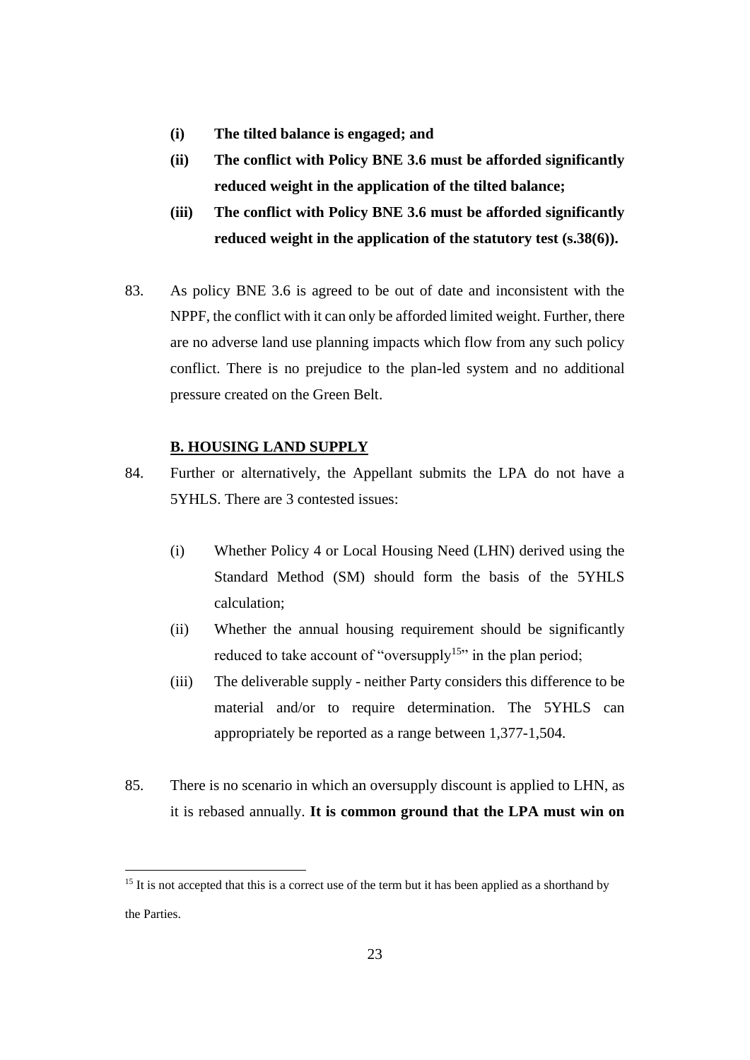- **(i) The tilted balance is engaged; and**
- **(ii) The conflict with Policy BNE 3.6 must be afforded significantly reduced weight in the application of the tilted balance;**
- **(iii) The conflict with Policy BNE 3.6 must be afforded significantly reduced weight in the application of the statutory test (s.38(6)).**

83. As policy BNE 3.6 is agreed to be out of date and inconsistent with the NPPF, the conflict with it can only be afforded limited weight. Further, there are no adverse land use planning impacts which flow from any such policy conflict. There is no prejudice to the plan-led system and no additional pressure created on the Green Belt.

**B. HOUSING LAND SUPPLY**

84. Further or alternatively, the Appellant submits the LPA do not have a 5YHLS. There are 3 contested issues:

    (i) Whether Policy 4 or Local Housing Need (LHN) derived using the Standard Method (SM) should form the basis of the 5YHLS calculation;

    (ii) Whether the annual housing requirement should be significantly reduced to take account of "oversupply[15]" in the plan period;

    (iii) The deliverable supply - neither Party considers this difference to be material and/or to require determination. The 5YHLS can appropriately be reported as a range between 1,377-1,504.

85. There is no scenario in which an oversupply discount is applied to LHN, as it is rebased annually. **It is common ground that the LPA must win on**

[15] It is not accepted that this is a correct use of the term but it has been applied as a shorthand by the Parties.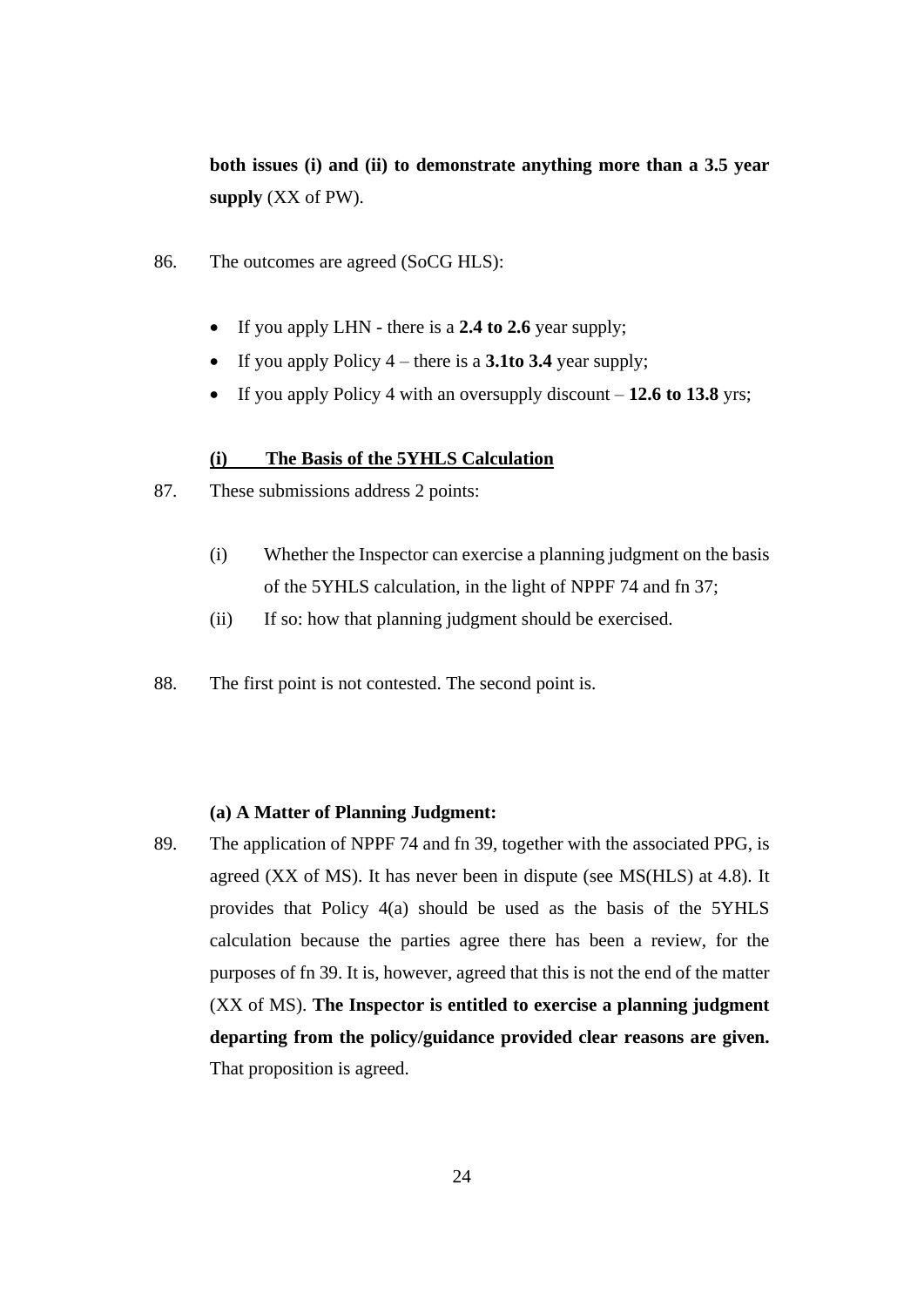**both issues (i) and (ii) to demonstrate anything more than a 3.5 year supply** (XX of PW).

86. The outcomes are agreed (SoCG HLS):

- If you apply LHN - there is a **2.4 to 2.6** year supply;
- If you apply Policy 4 – there is a **3.1to 3.4** year supply;
- If you apply Policy 4 with an oversupply discount – **12.6 to 13.8** yrs;

### (i) The Basis of the 5YHLS Calculation

87. These submissions address 2 points:

    (i) Whether the Inspector can exercise a planning judgment on the basis of the 5YHLS calculation, in the light of NPPF 74 and fn 37;

    (ii) If so: how that planning judgment should be exercised.

88. The first point is not contested. The second point is.

#### (a) A Matter of Planning Judgment:

89. The application of NPPF 74 and fn 39, together with the associated PPG, is agreed (XX of MS). It has never been in dispute (see MS(HLS) at 4.8). It provides that Policy 4(a) should be used as the basis of the 5YHLS calculation because the parties agree there has been a review, for the purposes of fn 39. It is, however, agreed that this is not the end of the matter (XX of MS). **The Inspector is entitled to exercise a planning judgment departing from the policy/guidance provided clear reasons are given.** That proposition is agreed.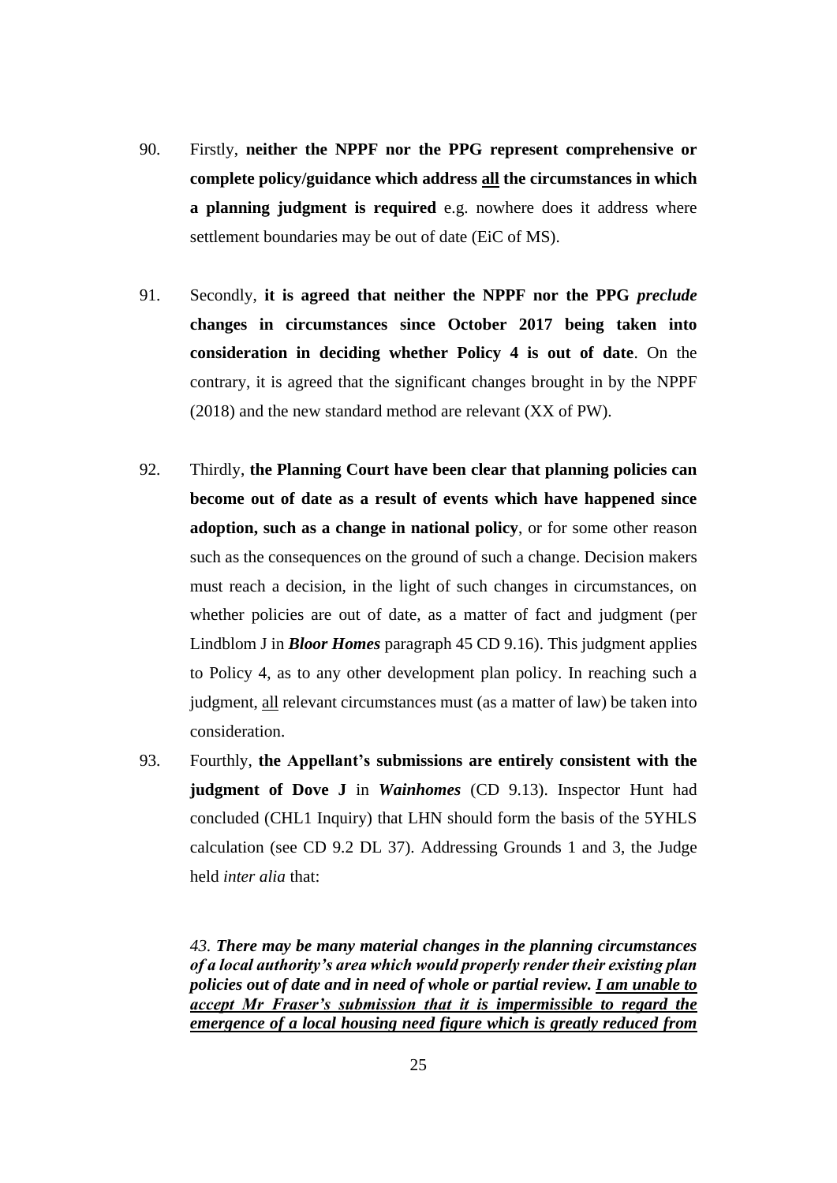90. Firstly, **neither the NPPF nor the PPG represent comprehensive or complete policy/guidance which address <u>all</u> the circumstances in which a planning judgment is required** e.g. nowhere does it address where settlement boundaries may be out of date (EiC of MS).

91. Secondly, **it is agreed that neither the NPPF nor the PPG *preclude* changes in circumstances since October 2017 being taken into consideration in deciding whether Policy 4 is out of date**. On the contrary, it is agreed that the significant changes brought in by the NPPF (2018) and the new standard method are relevant (XX of PW).

92. Thirdly, **the Planning Court have been clear that planning policies can become out of date as a result of events which have happened since adoption, such as a change in national policy**, or for some other reason such as the consequences on the ground of such a change. Decision makers must reach a decision, in the light of such changes in circumstances, on whether policies are out of date, as a matter of fact and judgment (per Lindblom J in ***Bloor Homes*** paragraph 45 CD 9.16). This judgment applies to Policy 4, as to any other development plan policy. In reaching such a judgment, <u>all</u> relevant circumstances must (as a matter of law) be taken into consideration.

93. Fourthly, **the Appellant's submissions are entirely consistent with the judgment of Dove J** in ***Wainhomes*** (CD 9.13). Inspector Hunt had concluded (CHL1 Inquiry) that LHN should form the basis of the 5YHLS calculation (see CD 9.2 DL 37). Addressing Grounds 1 and 3, the Judge held *inter alia* that:

> *43. **There may be many material changes in the planning circumstances of a local authority's area which would properly render their existing plan policies out of date and in need of whole or partial review. <u>I am unable to accept Mr Fraser's submission that it is impermissible to regard the emergence of a local housing need figure which is greatly reduced from</u>***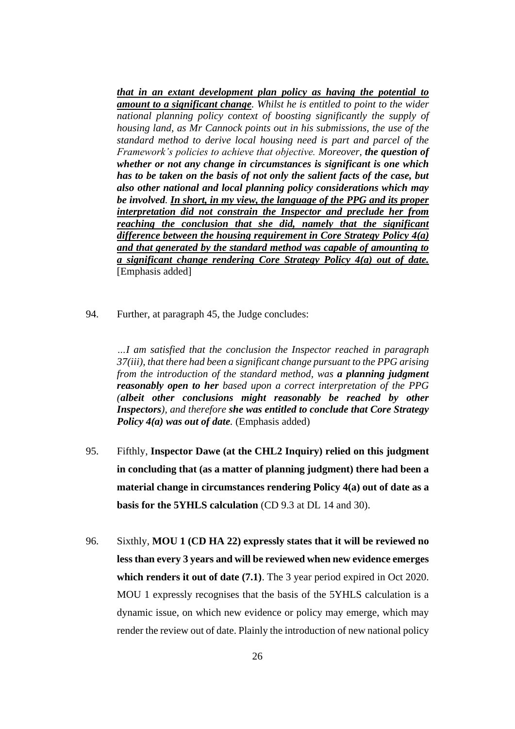> ***that in an extant development plan policy as having the potential to amount to a significant change***. *Whilst he is entitled to point to the wider national planning policy context of boosting significantly the supply of housing land, as Mr Cannock points out in his submissions, the use of the standard method to derive local housing need is part and parcel of the Framework's policies to achieve that objective. Moreover,* ***the question of whether or not any change in circumstances is significant is one which has to be taken on the basis of not only the salient facts of the case, but also other national and local planning policy considerations which may be involved***. ***In short, in my view, the language of the PPG and its proper interpretation did not constrain the Inspector and preclude her from reaching the conclusion that she did, namely that the significant difference between the housing requirement in Core Strategy Policy 4(a) and that generated by the standard method was capable of amounting to a significant change rendering Core Strategy Policy 4(a) out of date.*** [Emphasis added]

94. Further, at paragraph 45, the Judge concludes:

> *…I am satisfied that the conclusion the Inspector reached in paragraph 37(iii), that there had been a significant change pursuant to the PPG arising from the introduction of the standard method, was* ***a planning judgment reasonably open to her*** *based upon a correct interpretation of the PPG (****albeit other conclusions might reasonably be reached by other Inspectors****), and therefore* ***she was entitled to conclude that Core Strategy Policy 4(a) was out of date***. (Emphasis added)

95. Fifthly, **Inspector Dawe (at the CHL2 Inquiry) relied on this judgment in concluding that (as a matter of planning judgment) there had been a material change in circumstances rendering Policy 4(a) out of date as a basis for the 5YHLS calculation** (CD 9.3 at DL 14 and 30).

96. Sixthly, **MOU 1 (CD HA 22) expressly states that it will be reviewed no less than every 3 years and will be reviewed when new evidence emerges which renders it out of date (7.1)**. The 3 year period expired in Oct 2020. MOU 1 expressly recognises that the basis of the 5YHLS calculation is a dynamic issue, on which new evidence or policy may emerge, which may render the review out of date. Plainly the introduction of new national policy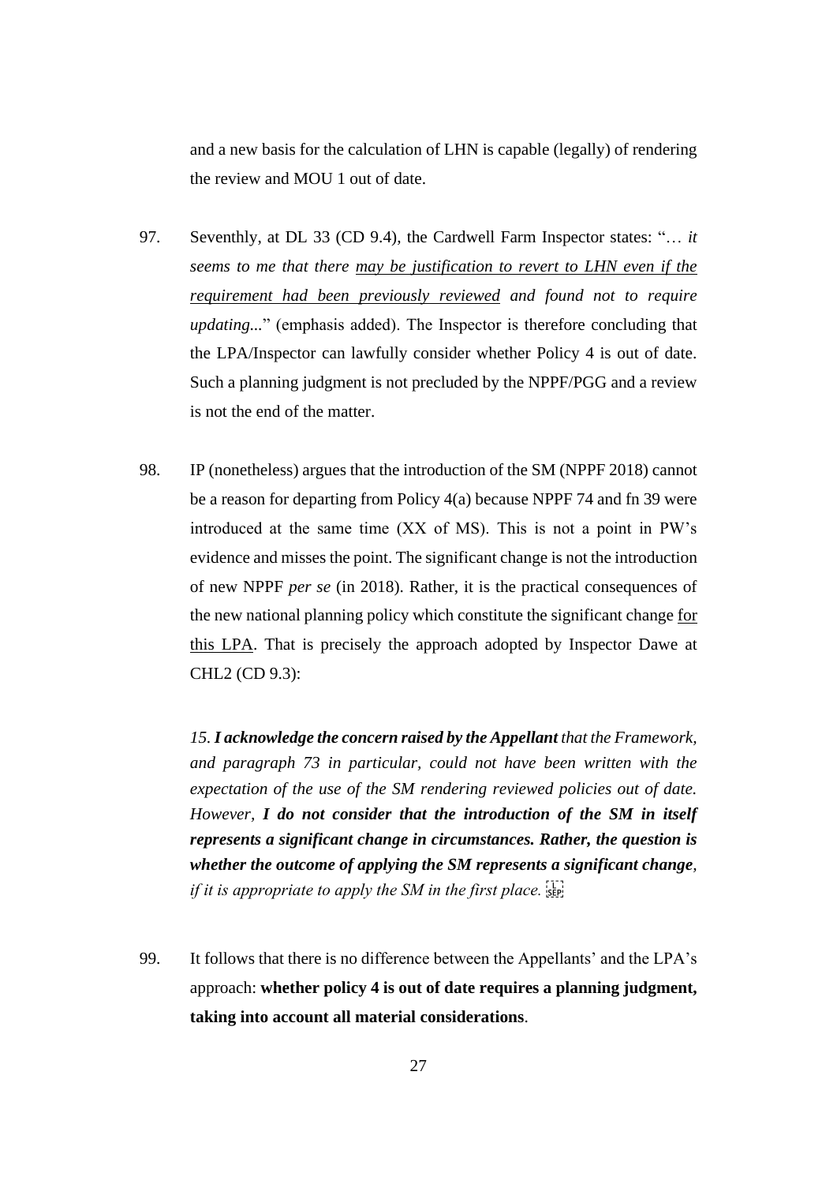and a new basis for the calculation of LHN is capable (legally) of rendering the review and MOU 1 out of date.

97. Seventhly, at DL 33 (CD 9.4), the Cardwell Farm Inspector states: "… *it seems to me that there <u>may be justification to revert to LHN even if the requirement had been previously reviewed</u> and found not to require updating...*" (emphasis added). The Inspector is therefore concluding that the LPA/Inspector can lawfully consider whether Policy 4 is out of date. Such a planning judgment is not precluded by the NPPF/PGG and a review is not the end of the matter.

98. IP (nonetheless) argues that the introduction of the SM (NPPF 2018) cannot be a reason for departing from Policy 4(a) because NPPF 74 and fn 39 were introduced at the same time (XX of MS). This is not a point in PW's evidence and misses the point. The significant change is not the introduction of new NPPF *per se* (in 2018). Rather, it is the practical consequences of the new national planning policy which constitute the significant change <u>for this LPA</u>. That is precisely the approach adopted by Inspector Dawe at CHL2 (CD 9.3):

> *15. **I acknowledge the concern raised by the Appellant** that the Framework, and paragraph 73 in particular, could not have been written with the expectation of the use of the SM rendering reviewed policies out of date. However, **I do not consider that the introduction of the SM in itself represents a significant change in circumstances. Rather, the question is whether the outcome of applying the SM represents a significant change**, if it is appropriate to apply the SM in the first place.*

99. It follows that there is no difference between the Appellants' and the LPA's approach: **whether policy 4 is out of date requires a planning judgment, taking into account all material considerations**.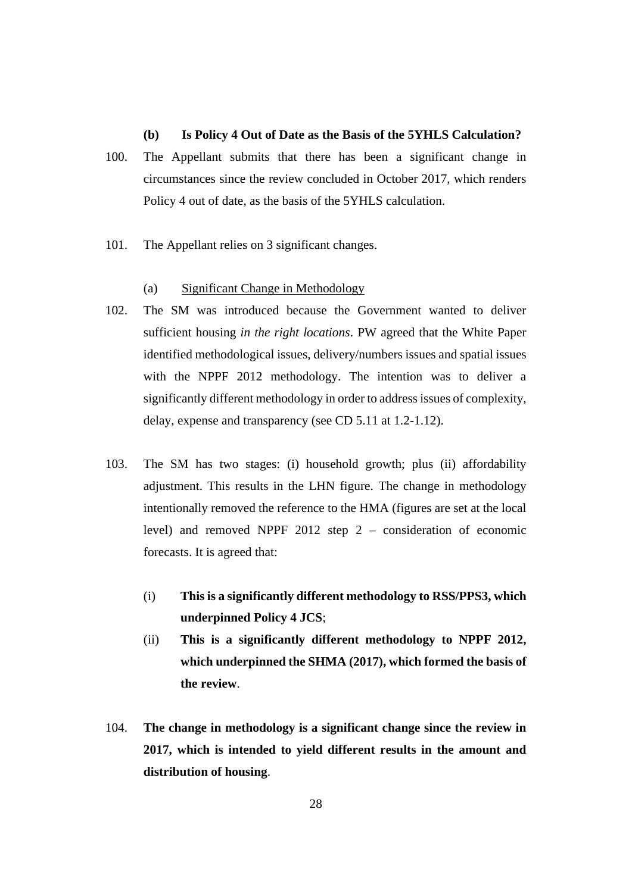**(b) Is Policy 4 Out of Date as the Basis of the 5YHLS Calculation?**

100. The Appellant submits that there has been a significant change in circumstances since the review concluded in October 2017, which renders Policy 4 out of date, as the basis of the 5YHLS calculation.

101. The Appellant relies on 3 significant changes.

(a) <u>Significant Change in Methodology</u>

102. The SM was introduced because the Government wanted to deliver sufficient housing *in the right locations*. PW agreed that the White Paper identified methodological issues, delivery/numbers issues and spatial issues with the NPPF 2012 methodology. The intention was to deliver a significantly different methodology in order to address issues of complexity, delay, expense and transparency (see CD 5.11 at 1.2-1.12).

103. The SM has two stages: (i) household growth; plus (ii) affordability adjustment. This results in the LHN figure. The change in methodology intentionally removed the reference to the HMA (figures are set at the local level) and removed NPPF 2012 step 2 – consideration of economic forecasts. It is agreed that:

   (i) **This is a significantly different methodology to RSS/PPS3, which underpinned Policy 4 JCS**;

   (ii) **This is a significantly different methodology to NPPF 2012, which underpinned the SHMA (2017), which formed the basis of the review**.

104. **The change in methodology is a significant change since the review in 2017, which is intended to yield different results in the amount and distribution of housing**.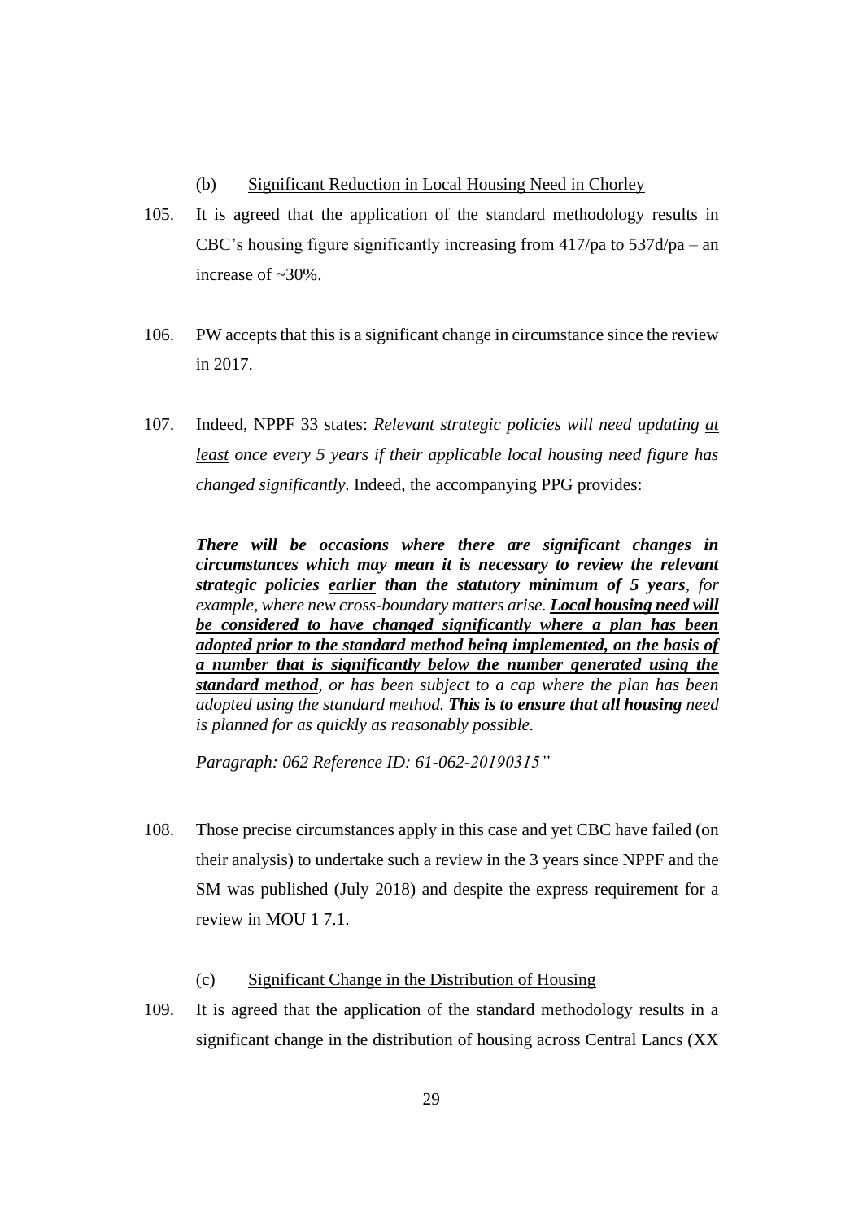(b) <u>Significant Reduction in Local Housing Need in Chorley</u>

105. It is agreed that the application of the standard methodology results in CBC's housing figure significantly increasing from 417/pa to 537d/pa – an increase of ~30%.

106. PW accepts that this is a significant change in circumstance since the review in 2017.

107. Indeed, NPPF 33 states: *Relevant strategic policies will need updating <u>at least</u> once every 5 years if their applicable local housing need figure has changed significantly*. Indeed, the accompanying PPG provides:

> ***There will be occasions where there are significant changes in circumstances which may mean it is necessary to review the relevant strategic policies <u>earlier</u> than the statutory minimum of 5 years**, for example, where new cross-boundary matters arise. **<u>Local housing need will be considered to have changed significantly where a plan has been adopted prior to the standard method being implemented, on the basis of a number that is significantly below the number generated using the standard method</u>**, or has been subject to a cap where the plan has been adopted using the standard method. **This is to ensure that all housing** need is planned for as quickly as reasonably possible.*
>
> *Paragraph: 062 Reference ID: 61-062-20190315"*

108. Those precise circumstances apply in this case and yet CBC have failed (on their analysis) to undertake such a review in the 3 years since NPPF and the SM was published (July 2018) and despite the express requirement for a review in MOU 1 7.1.

(c) <u>Significant Change in the Distribution of Housing</u>

109. It is agreed that the application of the standard methodology results in a significant change in the distribution of housing across Central Lancs (XX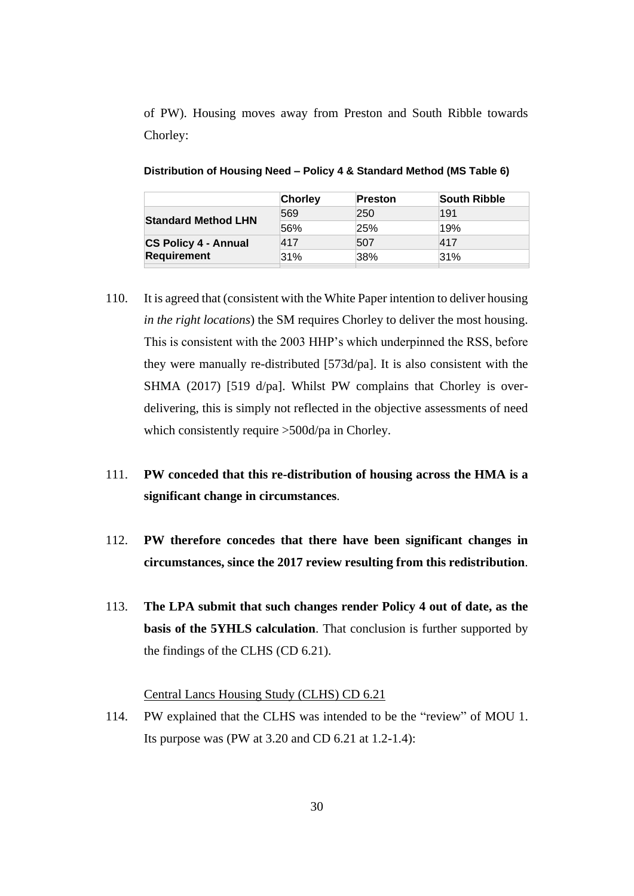of PW). Housing moves away from Preston and South Ribble towards Chorley:

**Distribution of Housing Need – Policy 4 & Standard Method (MS Table 6)**

| | Chorley | Preston | South Ribble |
|---|---|---|---|
| **Standard Method LHN** | 569 | 250 | 191 |
| | 56% | 25% | 19% |
| **CS Policy 4 - Annual Requirement** | 417 | 507 | 417 |
| | 31% | 38% | 31% |

110. It is agreed that (consistent with the White Paper intention to deliver housing *in the right locations*) the SM requires Chorley to deliver the most housing. This is consistent with the 2003 HHP's which underpinned the RSS, before they were manually re-distributed [573d/pa]. It is also consistent with the SHMA (2017) [519 d/pa]. Whilst PW complains that Chorley is over-delivering, this is simply not reflected in the objective assessments of need which consistently require >500d/pa in Chorley.

111. **PW conceded that this re-distribution of housing across the HMA is a significant change in circumstances**.

112. **PW therefore concedes that there have been significant changes in circumstances, since the 2017 review resulting from this redistribution**.

113. **The LPA submit that such changes render Policy 4 out of date, as the basis of the 5YHLS calculation**. That conclusion is further supported by the findings of the CLHS (CD 6.21).

<u>Central Lancs Housing Study (CLHS) CD 6.21</u>

114. PW explained that the CLHS was intended to be the "review" of MOU 1. Its purpose was (PW at 3.20 and CD 6.21 at 1.2-1.4):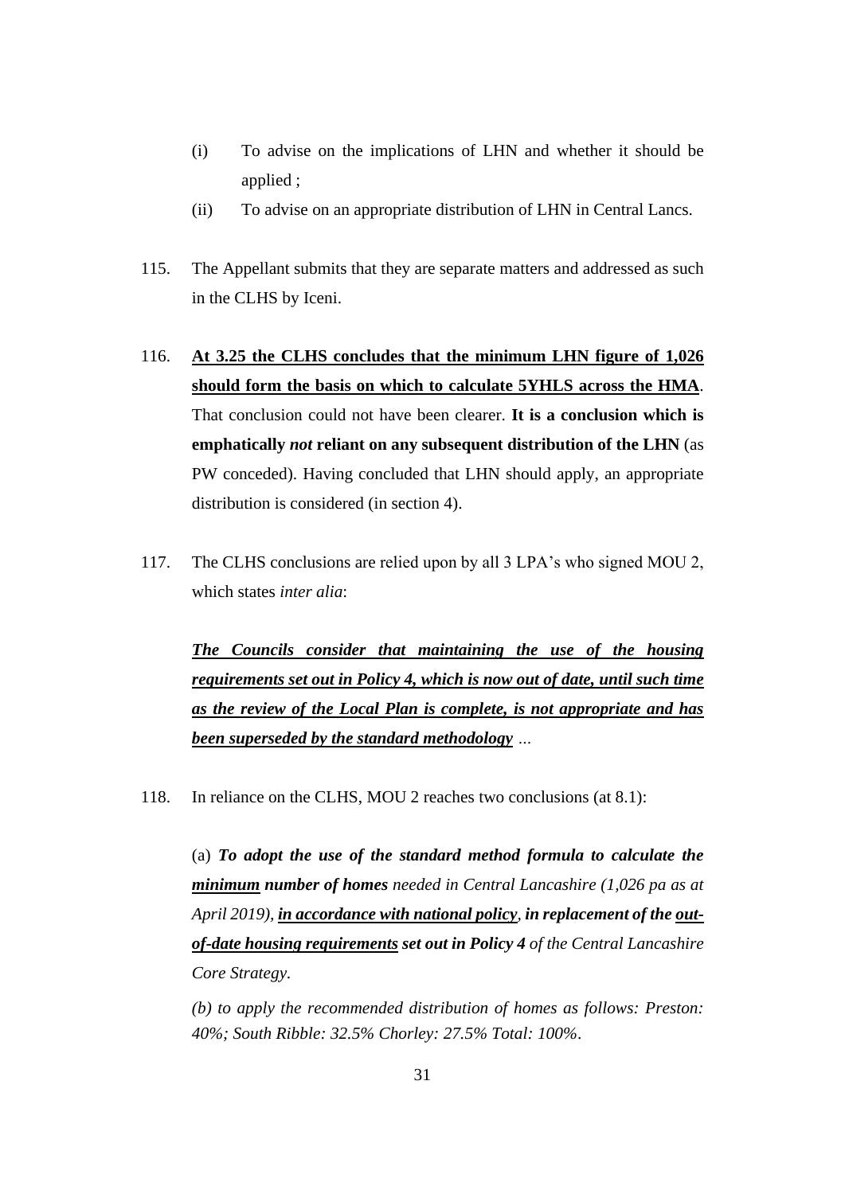(i) To advise on the implications of LHN and whether it should be applied ;

(ii) To advise on an appropriate distribution of LHN in Central Lancs.

115. The Appellant submits that they are separate matters and addressed as such in the CLHS by Iceni.

116. **At 3.25 the CLHS concludes that the minimum LHN figure of 1,026 should form the basis on which to calculate 5YHLS across the HMA**. That conclusion could not have been clearer. **It is a conclusion which is emphatically *not* reliant on any subsequent distribution of the LHN** (as PW conceded). Having concluded that LHN should apply, an appropriate distribution is considered (in section 4).

117. The CLHS conclusions are relied upon by all 3 LPA's who signed MOU 2, which states *inter alia*:

***The Councils consider that maintaining the use of the housing requirements set out in Policy 4, which is now out of date, until such time as the review of the Local Plan is complete, is not appropriate and has been superseded by the standard methodology*** *…*

118. In reliance on the CLHS, MOU 2 reaches two conclusions (at 8.1):

(a) ***To adopt the use of the standard method formula to calculate the minimum number of homes*** *needed in Central Lancashire (1,026 pa as at April 2019),* ***in accordance with national policy, in replacement of the out-of-date housing requirements set out in Policy 4*** *of the Central Lancashire Core Strategy.*

*(b) to apply the recommended distribution of homes as follows: Preston: 40%; South Ribble: 32.5% Chorley: 27.5% Total: 100%.*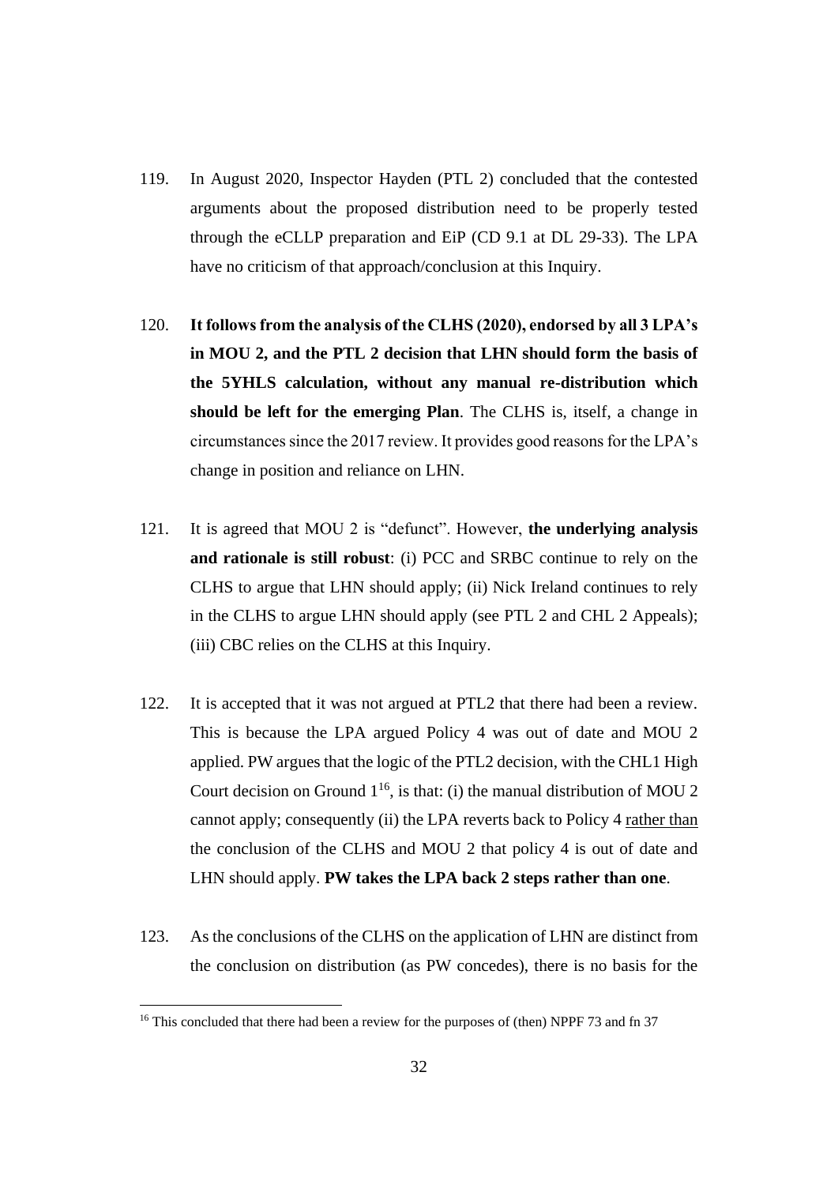119. In August 2020, Inspector Hayden (PTL 2) concluded that the contested arguments about the proposed distribution need to be properly tested through the eCLLP preparation and EiP (CD 9.1 at DL 29-33). The LPA have no criticism of that approach/conclusion at this Inquiry.

120. **It follows from the analysis of the CLHS (2020), endorsed by all 3 LPA's in MOU 2, and the PTL 2 decision that LHN should form the basis of the 5YHLS calculation, without any manual re-distribution which should be left for the emerging Plan**. The CLHS is, itself, a change in circumstances since the 2017 review. It provides good reasons for the LPA's change in position and reliance on LHN.

121. It is agreed that MOU 2 is "defunct". However, **the underlying analysis and rationale is still robust**: (i) PCC and SRBC continue to rely on the CLHS to argue that LHN should apply; (ii) Nick Ireland continues to rely in the CLHS to argue LHN should apply (see PTL 2 and CHL 2 Appeals); (iii) CBC relies on the CLHS at this Inquiry.

122. It is accepted that it was not argued at PTL2 that there had been a review. This is because the LPA argued Policy 4 was out of date and MOU 2 applied. PW argues that the logic of the PTL2 decision, with the CHL1 High Court decision on Ground 1[16], is that: (i) the manual distribution of MOU 2 cannot apply; consequently (ii) the LPA reverts back to Policy 4 <u>rather than</u> the conclusion of the CLHS and MOU 2 that policy 4 is out of date and LHN should apply. **PW takes the LPA back 2 steps rather than one**.

123. As the conclusions of the CLHS on the application of LHN are distinct from the conclusion on distribution (as PW concedes), there is no basis for the

[16] This concluded that there had been a review for the purposes of (then) NPPF 73 and fn 37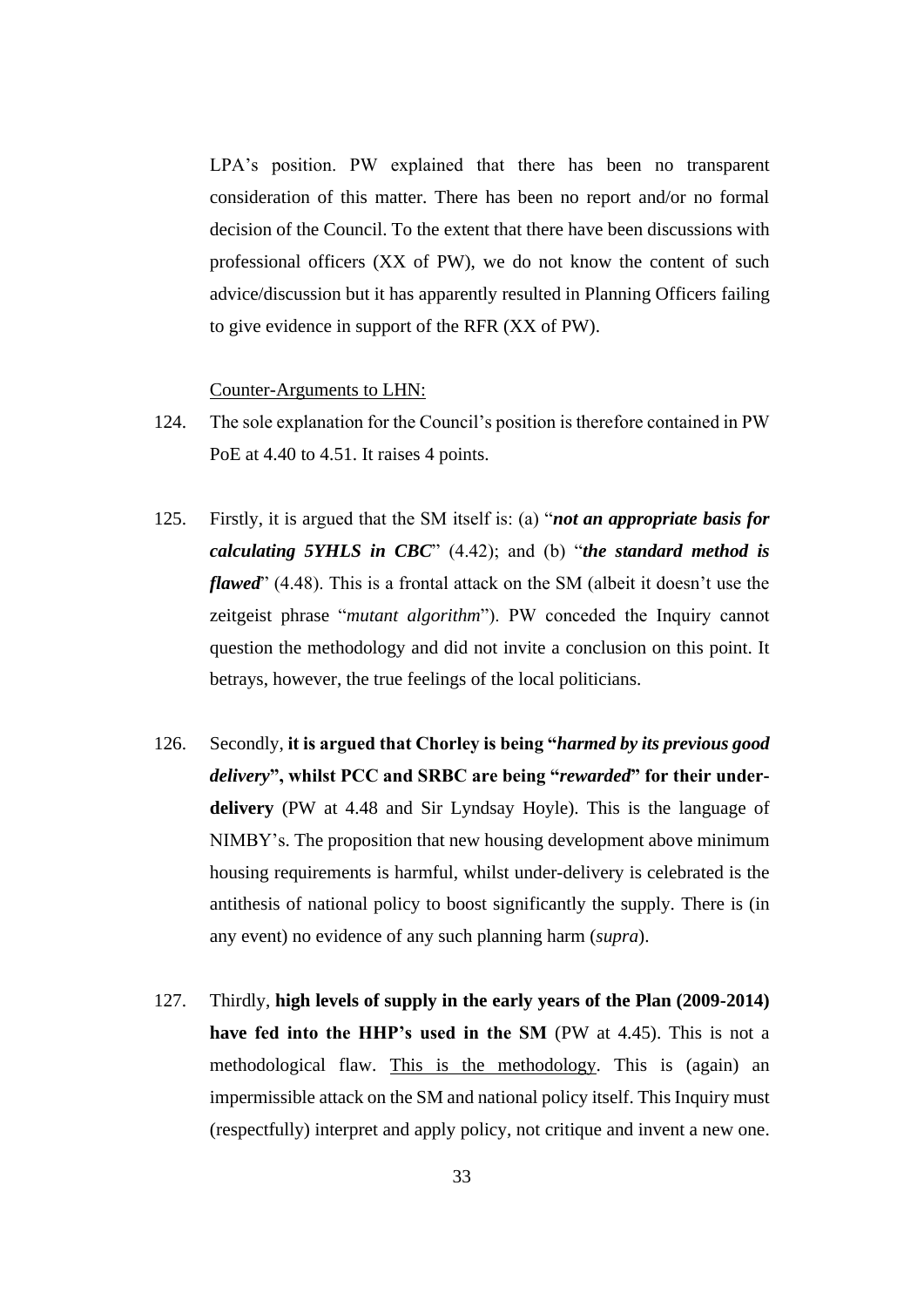LPA's position. PW explained that there has been no transparent consideration of this matter. There has been no report and/or no formal decision of the Council. To the extent that there have been discussions with professional officers (XX of PW), we do not know the content of such advice/discussion but it has apparently resulted in Planning Officers failing to give evidence in support of the RFR (XX of PW).

<u>Counter-Arguments to LHN:</u>

124. The sole explanation for the Council's position is therefore contained in PW PoE at 4.40 to 4.51. It raises 4 points.

125. Firstly, it is argued that the SM itself is: (a) "***not an appropriate basis for calculating 5YHLS in CBC***" (4.42); and (b) "***the standard method is flawed***" (4.48). This is a frontal attack on the SM (albeit it doesn't use the zeitgeist phrase "*mutant algorithm*"). PW conceded the Inquiry cannot question the methodology and did not invite a conclusion on this point. It betrays, however, the true feelings of the local politicians.

126. Secondly, **it is argued that Chorley is being "*harmed by its previous good delivery*", whilst PCC and SRBC are being "*rewarded*" for their under-delivery** (PW at 4.48 and Sir Lyndsay Hoyle). This is the language of NIMBY's. The proposition that new housing development above minimum housing requirements is harmful, whilst under-delivery is celebrated is the antithesis of national policy to boost significantly the supply. There is (in any event) no evidence of any such planning harm (*supra*).

127. Thirdly, **high levels of supply in the early years of the Plan (2009-2014) have fed into the HHP's used in the SM** (PW at 4.45). This is not a methodological flaw. <u>This is the methodology</u>. This is (again) an impermissible attack on the SM and national policy itself. This Inquiry must (respectfully) interpret and apply policy, not critique and invent a new one.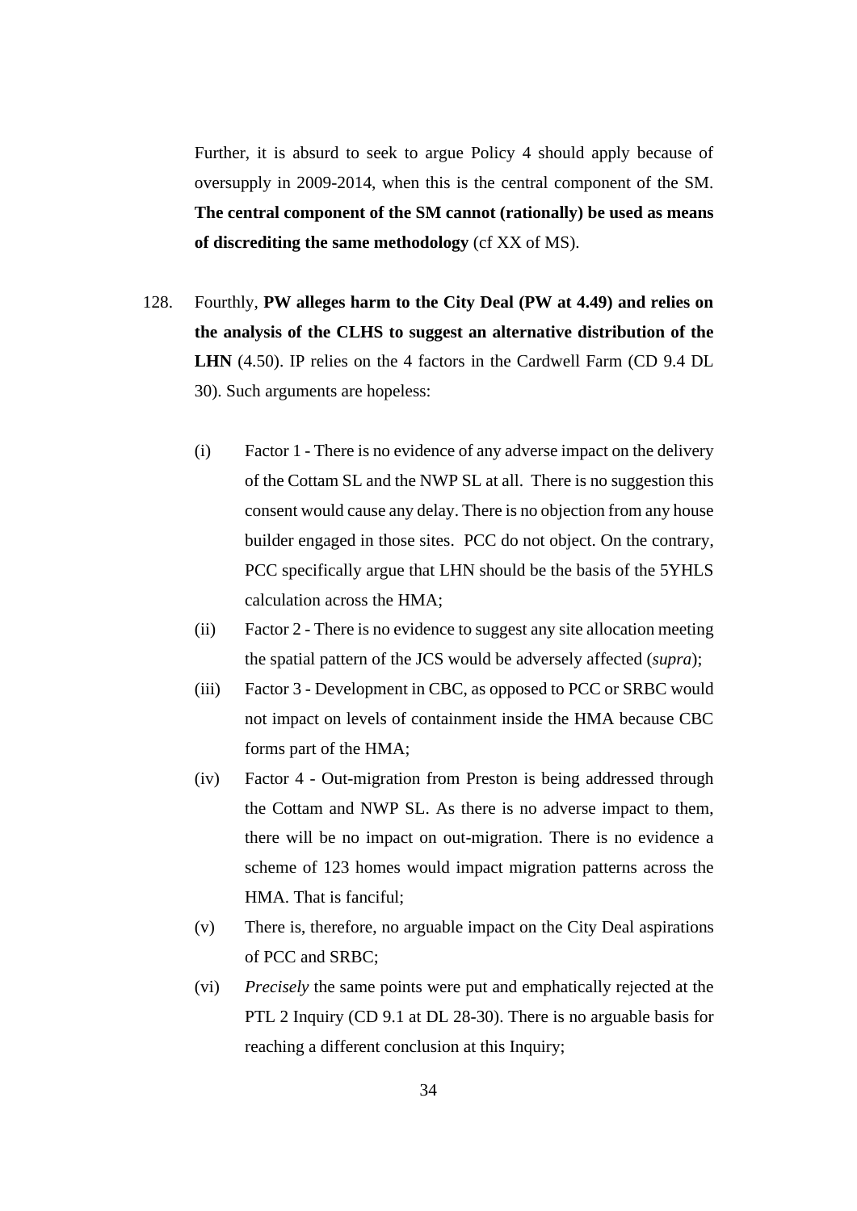Further, it is absurd to seek to argue Policy 4 should apply because of oversupply in 2009-2014, when this is the central component of the SM. **The central component of the SM cannot (rationally) be used as means of discrediting the same methodology** (cf XX of MS).

128. Fourthly, **PW alleges harm to the City Deal (PW at 4.49) and relies on the analysis of the CLHS to suggest an alternative distribution of the LHN** (4.50). IP relies on the 4 factors in the Cardwell Farm (CD 9.4 DL 30). Such arguments are hopeless:

   (i) Factor 1 - There is no evidence of any adverse impact on the delivery of the Cottam SL and the NWP SL at all. There is no suggestion this consent would cause any delay. There is no objection from any house builder engaged in those sites. PCC do not object. On the contrary, PCC specifically argue that LHN should be the basis of the 5YHLS calculation across the HMA;

   (ii) Factor 2 - There is no evidence to suggest any site allocation meeting the spatial pattern of the JCS would be adversely affected (*supra*);

   (iii) Factor 3 - Development in CBC, as opposed to PCC or SRBC would not impact on levels of containment inside the HMA because CBC forms part of the HMA;

   (iv) Factor 4 - Out-migration from Preston is being addressed through the Cottam and NWP SL. As there is no adverse impact to them, there will be no impact on out-migration. There is no evidence a scheme of 123 homes would impact migration patterns across the HMA. That is fanciful;

   (v) There is, therefore, no arguable impact on the City Deal aspirations of PCC and SRBC;

   (vi) *Precisely* the same points were put and emphatically rejected at the PTL 2 Inquiry (CD 9.1 at DL 28-30). There is no arguable basis for reaching a different conclusion at this Inquiry;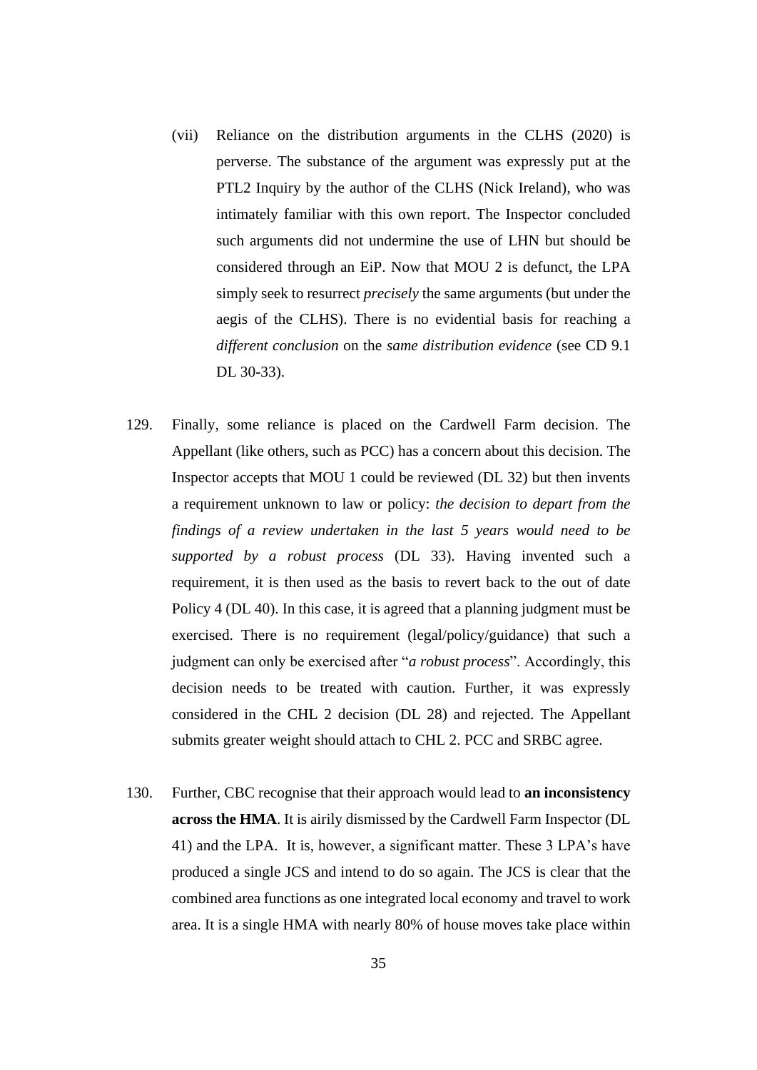(vii) Reliance on the distribution arguments in the CLHS (2020) is perverse. The substance of the argument was expressly put at the PTL2 Inquiry by the author of the CLHS (Nick Ireland), who was intimately familiar with this own report. The Inspector concluded such arguments did not undermine the use of LHN but should be considered through an EiP. Now that MOU 2 is defunct, the LPA simply seek to resurrect *precisely* the same arguments (but under the aegis of the CLHS). There is no evidential basis for reaching a *different conclusion* on the *same distribution evidence* (see CD 9.1 DL 30-33).

129. Finally, some reliance is placed on the Cardwell Farm decision. The Appellant (like others, such as PCC) has a concern about this decision. The Inspector accepts that MOU 1 could be reviewed (DL 32) but then invents a requirement unknown to law or policy: *the decision to depart from the findings of a review undertaken in the last 5 years would need to be supported by a robust process* (DL 33). Having invented such a requirement, it is then used as the basis to revert back to the out of date Policy 4 (DL 40). In this case, it is agreed that a planning judgment must be exercised. There is no requirement (legal/policy/guidance) that such a judgment can only be exercised after "*a robust process*". Accordingly, this decision needs to be treated with caution. Further, it was expressly considered in the CHL 2 decision (DL 28) and rejected. The Appellant submits greater weight should attach to CHL 2. PCC and SRBC agree.

130. Further, CBC recognise that their approach would lead to **an inconsistency across the HMA**. It is airily dismissed by the Cardwell Farm Inspector (DL 41) and the LPA. It is, however, a significant matter. These 3 LPA's have produced a single JCS and intend to do so again. The JCS is clear that the combined area functions as one integrated local economy and travel to work area. It is a single HMA with nearly 80% of house moves take place within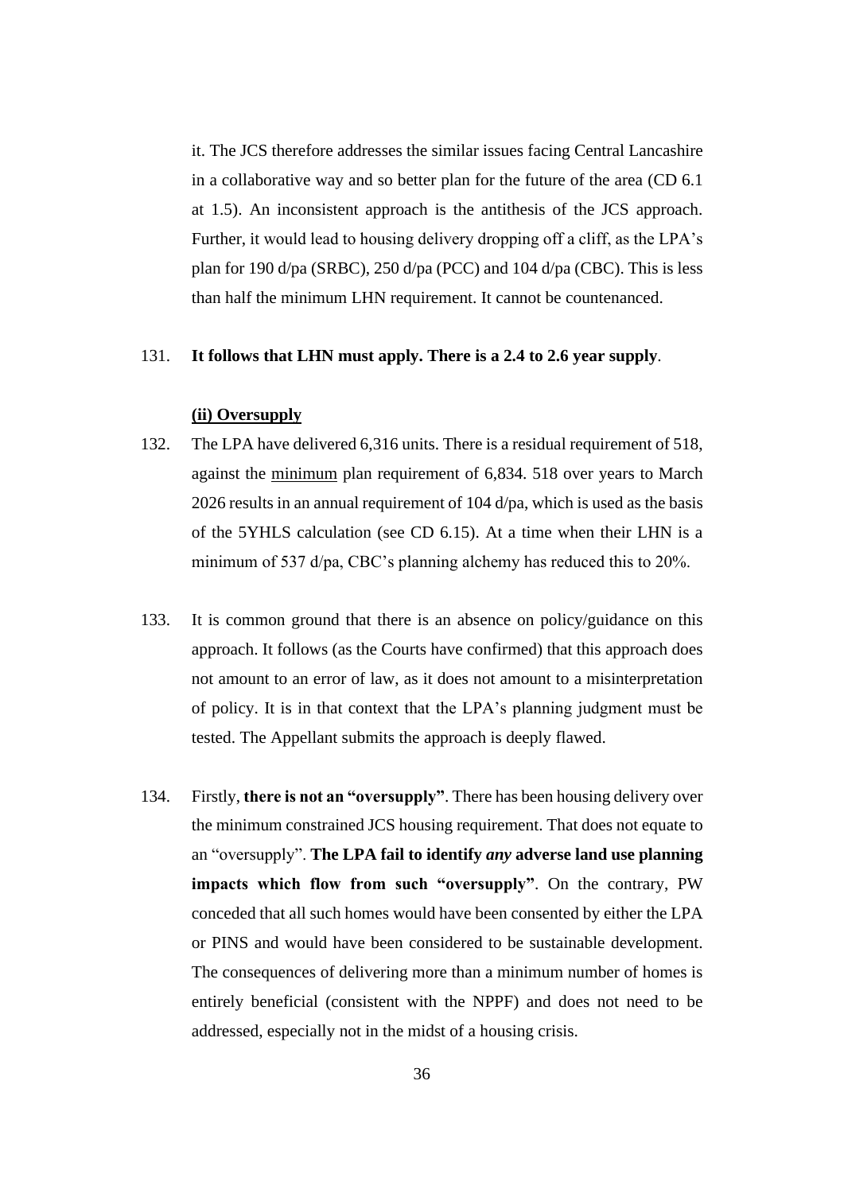it. The JCS therefore addresses the similar issues facing Central Lancashire in a collaborative way and so better plan for the future of the area (CD 6.1 at 1.5). An inconsistent approach is the antithesis of the JCS approach. Further, it would lead to housing delivery dropping off a cliff, as the LPA's plan for 190 d/pa (SRBC), 250 d/pa (PCC) and 104 d/pa (CBC). This is less than half the minimum LHN requirement. It cannot be countenanced.

131. **It follows that LHN must apply. There is a 2.4 to 2.6 year supply**.

**(ii) Oversupply**

132. The LPA have delivered 6,316 units. There is a residual requirement of 518, against the minimum plan requirement of 6,834. 518 over years to March 2026 results in an annual requirement of 104 d/pa, which is used as the basis of the 5YHLS calculation (see CD 6.15). At a time when their LHN is a minimum of 537 d/pa, CBC's planning alchemy has reduced this to 20%.

133. It is common ground that there is an absence on policy/guidance on this approach. It follows (as the Courts have confirmed) that this approach does not amount to an error of law, as it does not amount to a misinterpretation of policy. It is in that context that the LPA's planning judgment must be tested. The Appellant submits the approach is deeply flawed.

134. Firstly, **there is not an "oversupply"**. There has been housing delivery over the minimum constrained JCS housing requirement. That does not equate to an "oversupply". **The LPA fail to identify *any* adverse land use planning impacts which flow from such "oversupply"**. On the contrary, PW conceded that all such homes would have been consented by either the LPA or PINS and would have been considered to be sustainable development. The consequences of delivering more than a minimum number of homes is entirely beneficial (consistent with the NPPF) and does not need to be addressed, especially not in the midst of a housing crisis.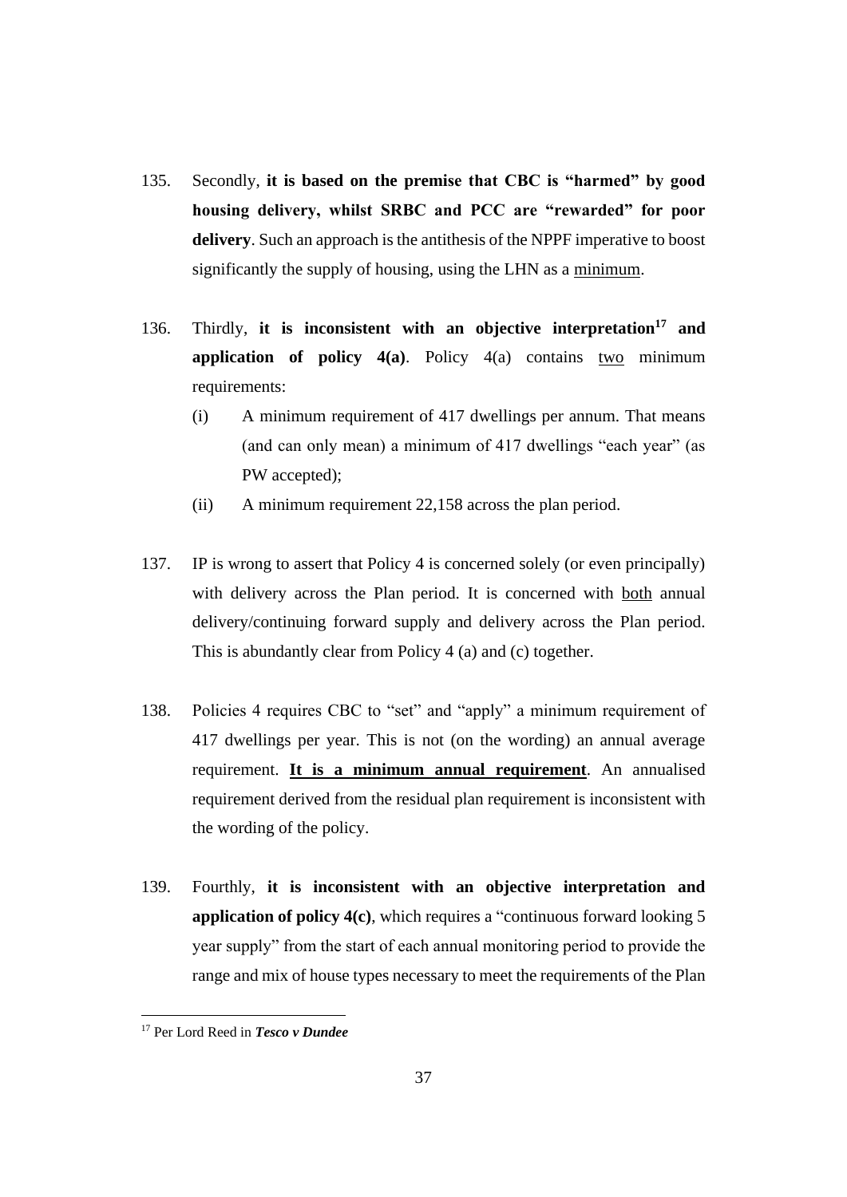135. Secondly, **it is based on the premise that CBC is "harmed" by good housing delivery, whilst SRBC and PCC are "rewarded" for poor delivery**. Such an approach is the antithesis of the NPPF imperative to boost significantly the supply of housing, using the LHN as a <u>minimum</u>.

136. Thirdly, **it is inconsistent with an objective interpretation[17] and application of policy 4(a)**. Policy 4(a) contains <u>two</u> minimum requirements:

   (i) A minimum requirement of 417 dwellings per annum. That means (and can only mean) a minimum of 417 dwellings "each year" (as PW accepted);

   (ii) A minimum requirement 22,158 across the plan period.

137. IP is wrong to assert that Policy 4 is concerned solely (or even principally) with delivery across the Plan period. It is concerned with <u>both</u> annual delivery/continuing forward supply and delivery across the Plan period. This is abundantly clear from Policy 4 (a) and (c) together.

138. Policies 4 requires CBC to "set" and "apply" a minimum requirement of 417 dwellings per year. This is not (on the wording) an annual average requirement. **<u>It is a minimum annual requirement</u>**. An annualised requirement derived from the residual plan requirement is inconsistent with the wording of the policy.

139. Fourthly, **it is inconsistent with an objective interpretation and application of policy 4(c)**, which requires a "continuous forward looking 5 year supply" from the start of each annual monitoring period to provide the range and mix of house types necessary to meet the requirements of the Plan

---

[17] Per Lord Reed in ***Tesco v Dundee***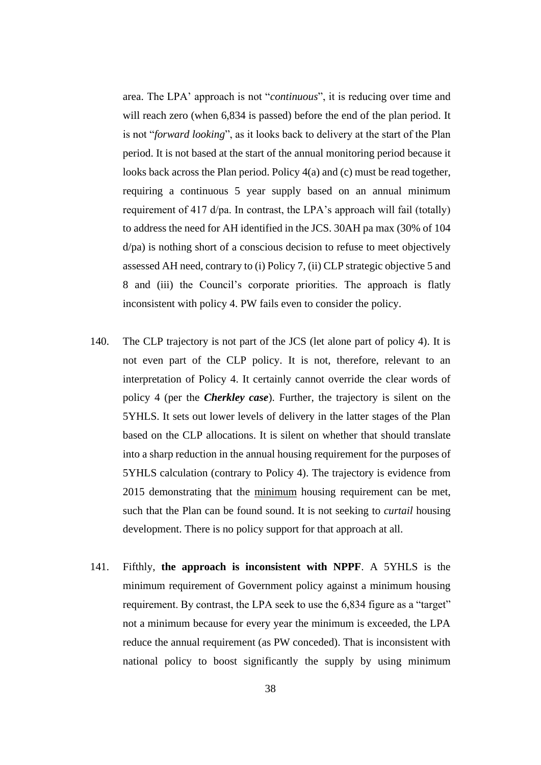area. The LPA' approach is not "*continuous*", it is reducing over time and will reach zero (when 6,834 is passed) before the end of the plan period. It is not "*forward looking*", as it looks back to delivery at the start of the Plan period. It is not based at the start of the annual monitoring period because it looks back across the Plan period. Policy 4(a) and (c) must be read together, requiring a continuous 5 year supply based on an annual minimum requirement of 417 d/pa. In contrast, the LPA's approach will fail (totally) to address the need for AH identified in the JCS. 30AH pa max (30% of 104 d/pa) is nothing short of a conscious decision to refuse to meet objectively assessed AH need, contrary to (i) Policy 7, (ii) CLP strategic objective 5 and 8 and (iii) the Council's corporate priorities. The approach is flatly inconsistent with policy 4. PW fails even to consider the policy.

140. The CLP trajectory is not part of the JCS (let alone part of policy 4). It is not even part of the CLP policy. It is not, therefore, relevant to an interpretation of Policy 4. It certainly cannot override the clear words of policy 4 (per the ***Cherkley case***). Further, the trajectory is silent on the 5YHLS. It sets out lower levels of delivery in the latter stages of the Plan based on the CLP allocations. It is silent on whether that should translate into a sharp reduction in the annual housing requirement for the purposes of 5YHLS calculation (contrary to Policy 4). The trajectory is evidence from 2015 demonstrating that the <u>minimum</u> housing requirement can be met, such that the Plan can be found sound. It is not seeking to *curtail* housing development. There is no policy support for that approach at all.

141. Fifthly, **the approach is inconsistent with NPPF**. A 5YHLS is the minimum requirement of Government policy against a minimum housing requirement. By contrast, the LPA seek to use the 6,834 figure as a "target" not a minimum because for every year the minimum is exceeded, the LPA reduce the annual requirement (as PW conceded). That is inconsistent with national policy to boost significantly the supply by using minimum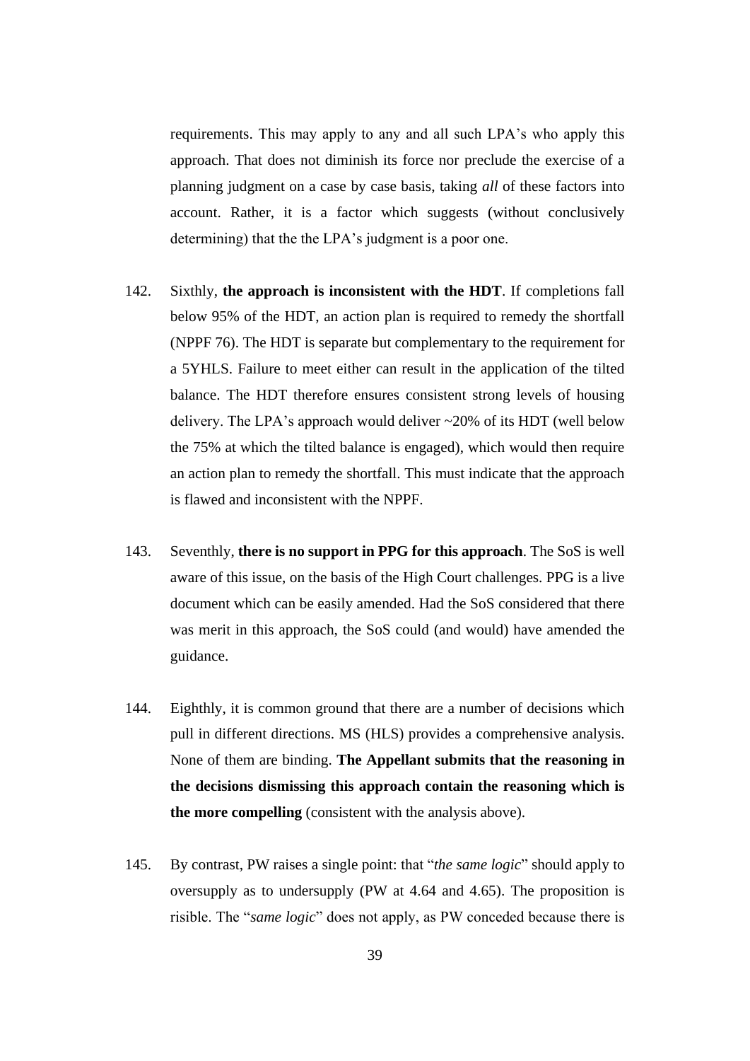requirements. This may apply to any and all such LPA's who apply this approach. That does not diminish its force nor preclude the exercise of a planning judgment on a case by case basis, taking *all* of these factors into account. Rather, it is a factor which suggests (without conclusively determining) that the the LPA's judgment is a poor one.

142. Sixthly, **the approach is inconsistent with the HDT**. If completions fall below 95% of the HDT, an action plan is required to remedy the shortfall (NPPF 76). The HDT is separate but complementary to the requirement for a 5YHLS. Failure to meet either can result in the application of the tilted balance. The HDT therefore ensures consistent strong levels of housing delivery. The LPA's approach would deliver ~20% of its HDT (well below the 75% at which the tilted balance is engaged), which would then require an action plan to remedy the shortfall. This must indicate that the approach is flawed and inconsistent with the NPPF.

143. Seventhly, **there is no support in PPG for this approach**. The SoS is well aware of this issue, on the basis of the High Court challenges. PPG is a live document which can be easily amended. Had the SoS considered that there was merit in this approach, the SoS could (and would) have amended the guidance.

144. Eighthly, it is common ground that there are a number of decisions which pull in different directions. MS (HLS) provides a comprehensive analysis. None of them are binding. **The Appellant submits that the reasoning in the decisions dismissing this approach contain the reasoning which is the more compelling** (consistent with the analysis above).

145. By contrast, PW raises a single point: that "*the same logic*" should apply to oversupply as to undersupply (PW at 4.64 and 4.65). The proposition is risible. The "*same logic*" does not apply, as PW conceded because there is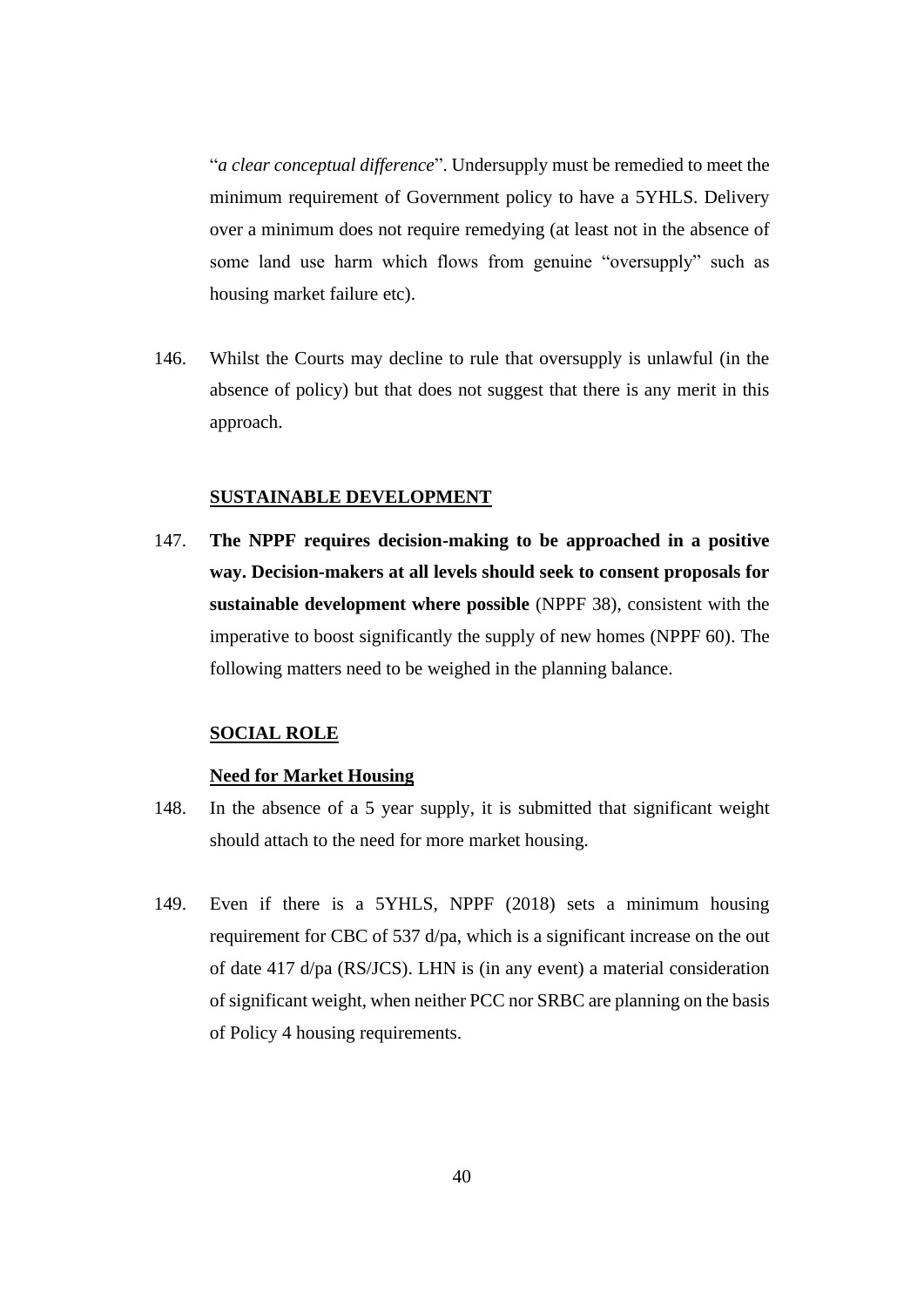"*a clear conceptual difference*". Undersupply must be remedied to meet the minimum requirement of Government policy to have a 5YHLS. Delivery over a minimum does not require remedying (at least not in the absence of some land use harm which flows from genuine "oversupply" such as housing market failure etc).

146. Whilst the Courts may decline to rule that oversupply is unlawful (in the absence of policy) but that does not suggest that there is any merit in this approach.

## SUSTAINABLE DEVELOPMENT

147. **The NPPF requires decision-making to be approached in a positive way. Decision-makers at all levels should seek to consent proposals for sustainable development where possible** (NPPF 38), consistent with the imperative to boost significantly the supply of new homes (NPPF 60). The following matters need to be weighed in the planning balance.

## SOCIAL ROLE

### Need for Market Housing

148. In the absence of a 5 year supply, it is submitted that significant weight should attach to the need for more market housing.

149. Even if there is a 5YHLS, NPPF (2018) sets a minimum housing requirement for CBC of 537 d/pa, which is a significant increase on the out of date 417 d/pa (RS/JCS). LHN is (in any event) a material consideration of significant weight, when neither PCC nor SRBC are planning on the basis of Policy 4 housing requirements.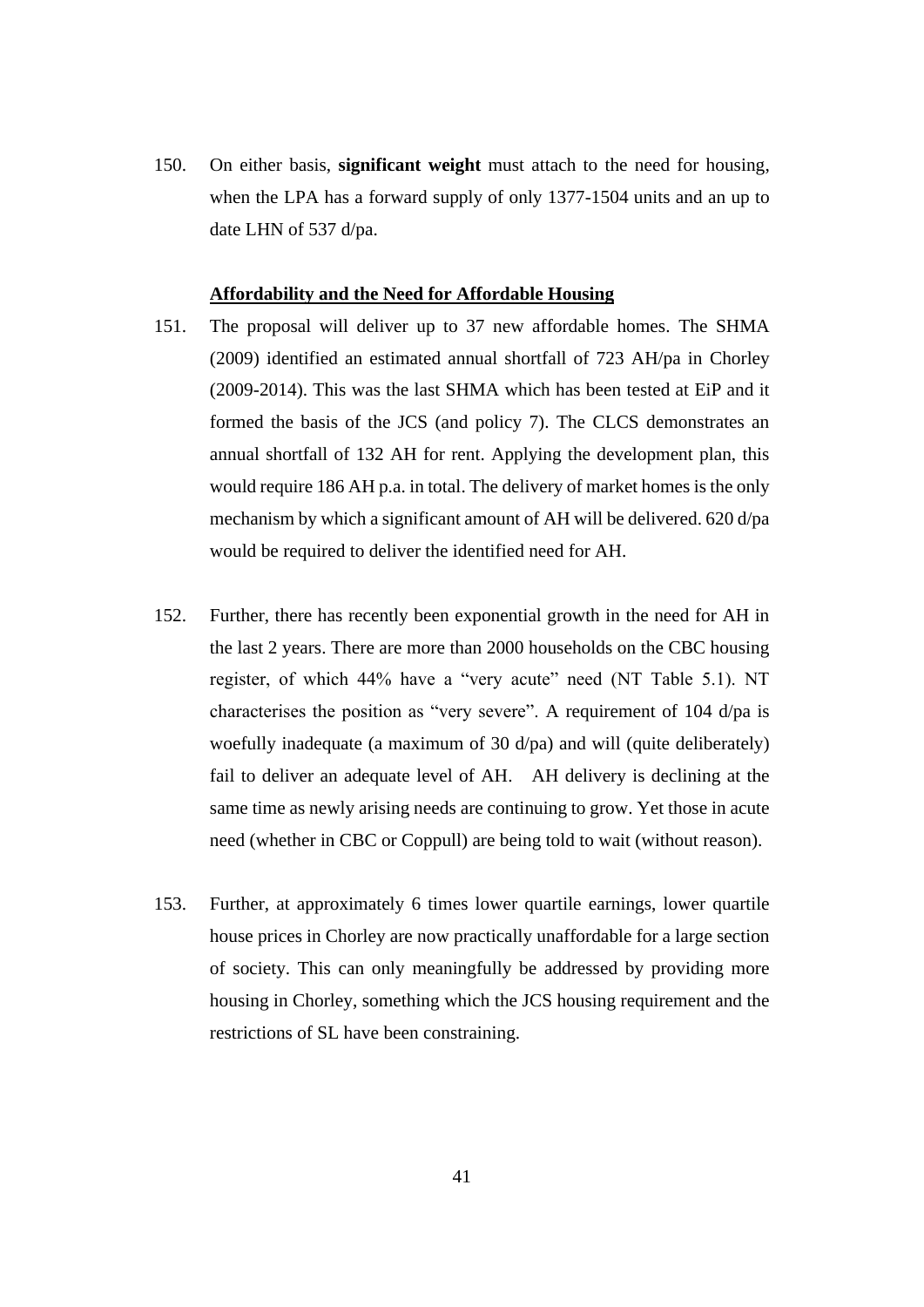150. On either basis, **significant weight** must attach to the need for housing, when the LPA has a forward supply of only 1377-1504 units and an up to date LHN of 537 d/pa.

**Affordability and the Need for Affordable Housing**

151. The proposal will deliver up to 37 new affordable homes. The SHMA (2009) identified an estimated annual shortfall of 723 AH/pa in Chorley (2009-2014). This was the last SHMA which has been tested at EiP and it formed the basis of the JCS (and policy 7). The CLCS demonstrates an annual shortfall of 132 AH for rent. Applying the development plan, this would require 186 AH p.a. in total. The delivery of market homes is the only mechanism by which a significant amount of AH will be delivered. 620 d/pa would be required to deliver the identified need for AH.

152. Further, there has recently been exponential growth in the need for AH in the last 2 years. There are more than 2000 households on the CBC housing register, of which 44% have a "very acute" need (NT Table 5.1). NT characterises the position as "very severe". A requirement of 104 d/pa is woefully inadequate (a maximum of 30 d/pa) and will (quite deliberately) fail to deliver an adequate level of AH. AH delivery is declining at the same time as newly arising needs are continuing to grow. Yet those in acute need (whether in CBC or Coppull) are being told to wait (without reason).

153. Further, at approximately 6 times lower quartile earnings, lower quartile house prices in Chorley are now practically unaffordable for a large section of society. This can only meaningfully be addressed by providing more housing in Chorley, something which the JCS housing requirement and the restrictions of SL have been constraining.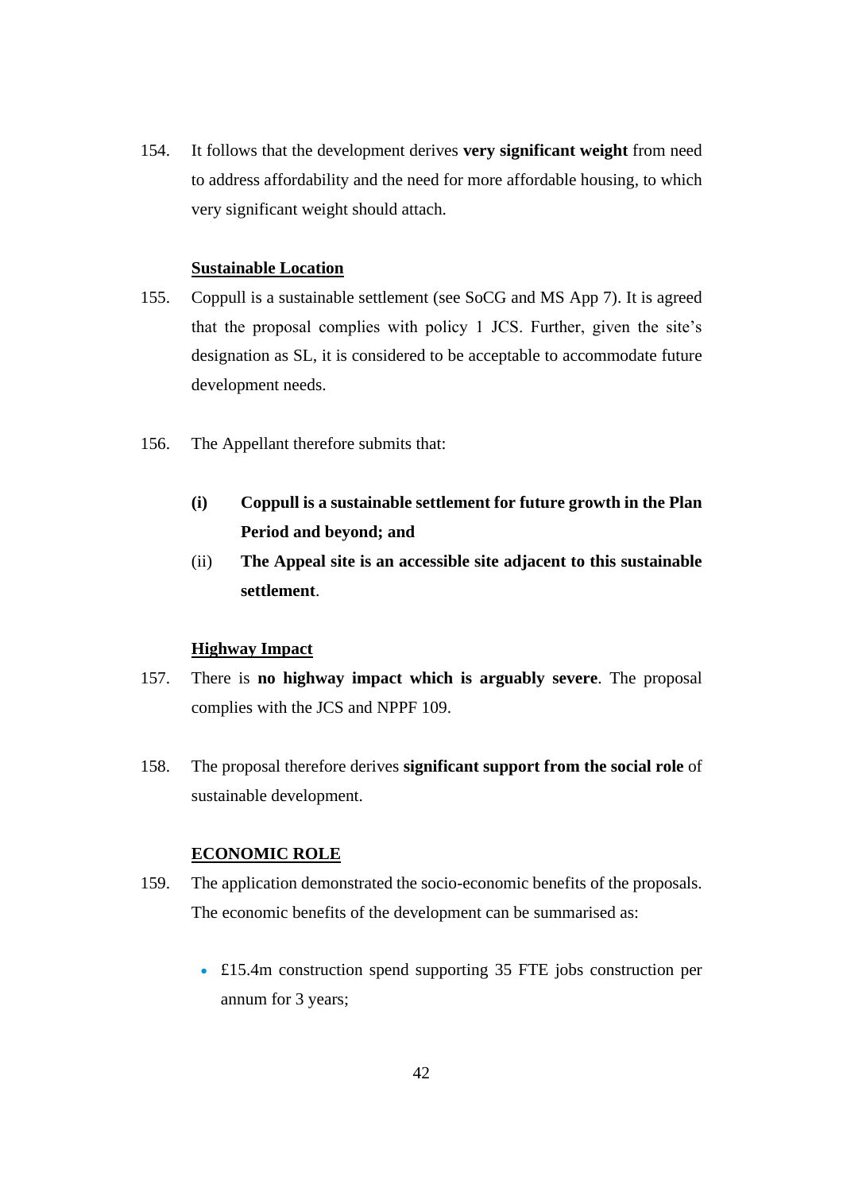154. It follows that the development derives **very significant weight** from need to address affordability and the need for more affordable housing, to which very significant weight should attach.

**<u>Sustainable Location</u>**

155. Coppull is a sustainable settlement (see SoCG and MS App 7). It is agreed that the proposal complies with policy 1 JCS. Further, given the site's designation as SL, it is considered to be acceptable to accommodate future development needs.

156. The Appellant therefore submits that:

   **(i) Coppull is a sustainable settlement for future growth in the Plan Period and beyond; and**

   (ii) **The Appeal site is an accessible site adjacent to this sustainable settlement**.

**<u>Highway Impact</u>**

157. There is **no highway impact which is arguably severe**. The proposal complies with the JCS and NPPF 109.

158. The proposal therefore derives **significant support from the social role** of sustainable development.

**<u>ECONOMIC ROLE</u>**

159. The application demonstrated the socio-economic benefits of the proposals. The economic benefits of the development can be summarised as:

   - £15.4m construction spend supporting 35 FTE jobs construction per annum for 3 years;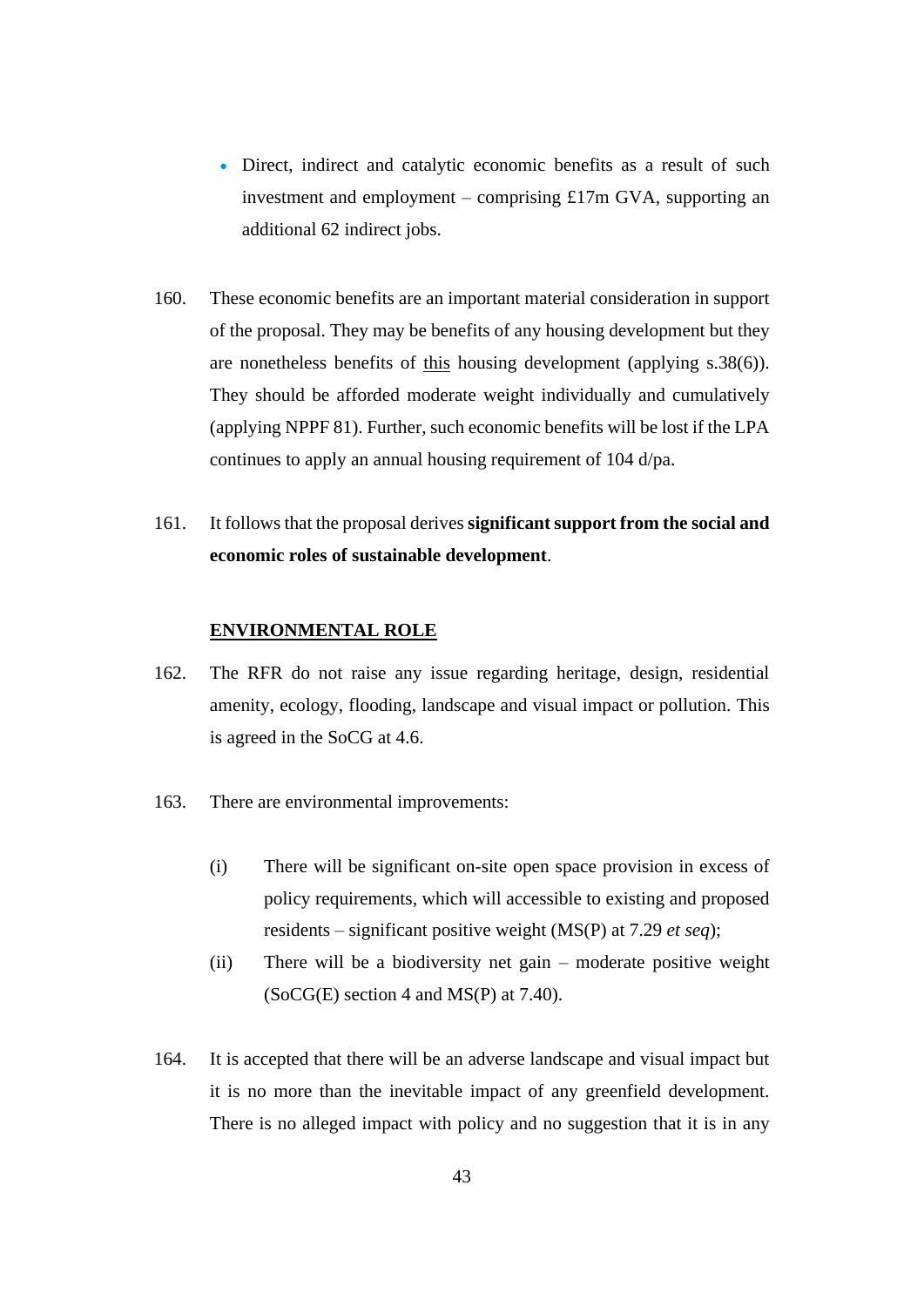- Direct, indirect and catalytic economic benefits as a result of such investment and employment – comprising £17m GVA, supporting an additional 62 indirect jobs.

160. These economic benefits are an important material consideration in support of the proposal. They may be benefits of any housing development but they are nonetheless benefits of <u>this</u> housing development (applying s.38(6)). They should be afforded moderate weight individually and cumulatively (applying NPPF 81). Further, such economic benefits will be lost if the LPA continues to apply an annual housing requirement of 104 d/pa.

161. It follows that the proposal derives **significant support from the social and economic roles of sustainable development**.

**<u>ENVIRONMENTAL ROLE</u>**

162. The RFR do not raise any issue regarding heritage, design, residential amenity, ecology, flooding, landscape and visual impact or pollution. This is agreed in the SoCG at 4.6.

163. There are environmental improvements:

   (i) There will be significant on-site open space provision in excess of policy requirements, which will accessible to existing and proposed residents – significant positive weight (MS(P) at 7.29 *et seq*);

   (ii) There will be a biodiversity net gain – moderate positive weight (SoCG(E) section 4 and MS(P) at 7.40).

164. It is accepted that there will be an adverse landscape and visual impact but it is no more than the inevitable impact of any greenfield development. There is no alleged impact with policy and no suggestion that it is in any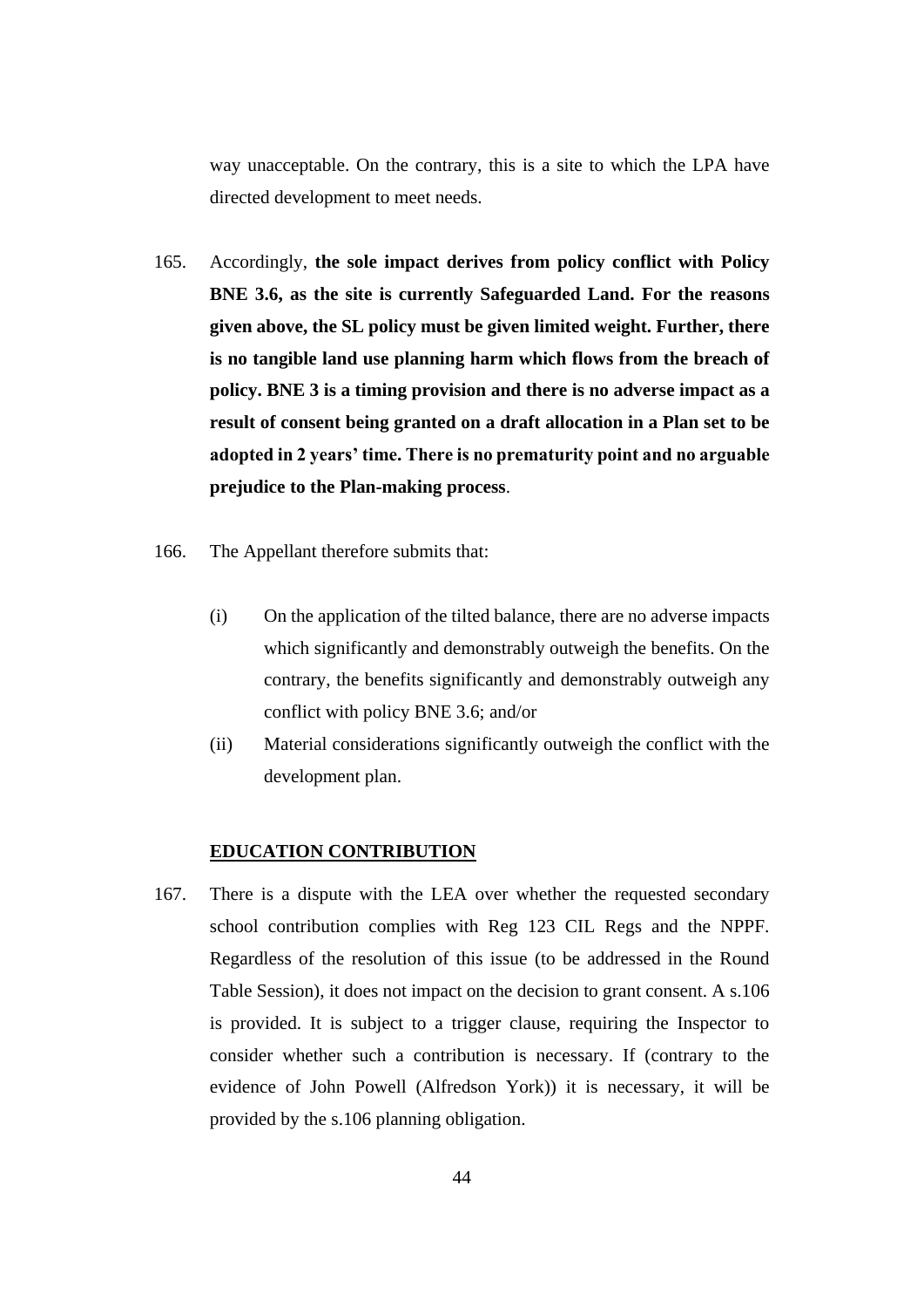way unacceptable. On the contrary, this is a site to which the LPA have directed development to meet needs.

165. Accordingly, **the sole impact derives from policy conflict with Policy BNE 3.6, as the site is currently Safeguarded Land. For the reasons given above, the SL policy must be given limited weight. Further, there is no tangible land use planning harm which flows from the breach of policy. BNE 3 is a timing provision and there is no adverse impact as a result of consent being granted on a draft allocation in a Plan set to be adopted in 2 years' time. There is no prematurity point and no arguable prejudice to the Plan-making process**.

166. The Appellant therefore submits that:

   (i) On the application of the tilted balance, there are no adverse impacts which significantly and demonstrably outweigh the benefits. On the contrary, the benefits significantly and demonstrably outweigh any conflict with policy BNE 3.6; and/or

   (ii) Material considerations significantly outweigh the conflict with the development plan.

**EDUCATION CONTRIBUTION**

167. There is a dispute with the LEA over whether the requested secondary school contribution complies with Reg 123 CIL Regs and the NPPF. Regardless of the resolution of this issue (to be addressed in the Round Table Session), it does not impact on the decision to grant consent. A s.106 is provided. It is subject to a trigger clause, requiring the Inspector to consider whether such a contribution is necessary. If (contrary to the evidence of John Powell (Alfredson York)) it is necessary, it will be provided by the s.106 planning obligation.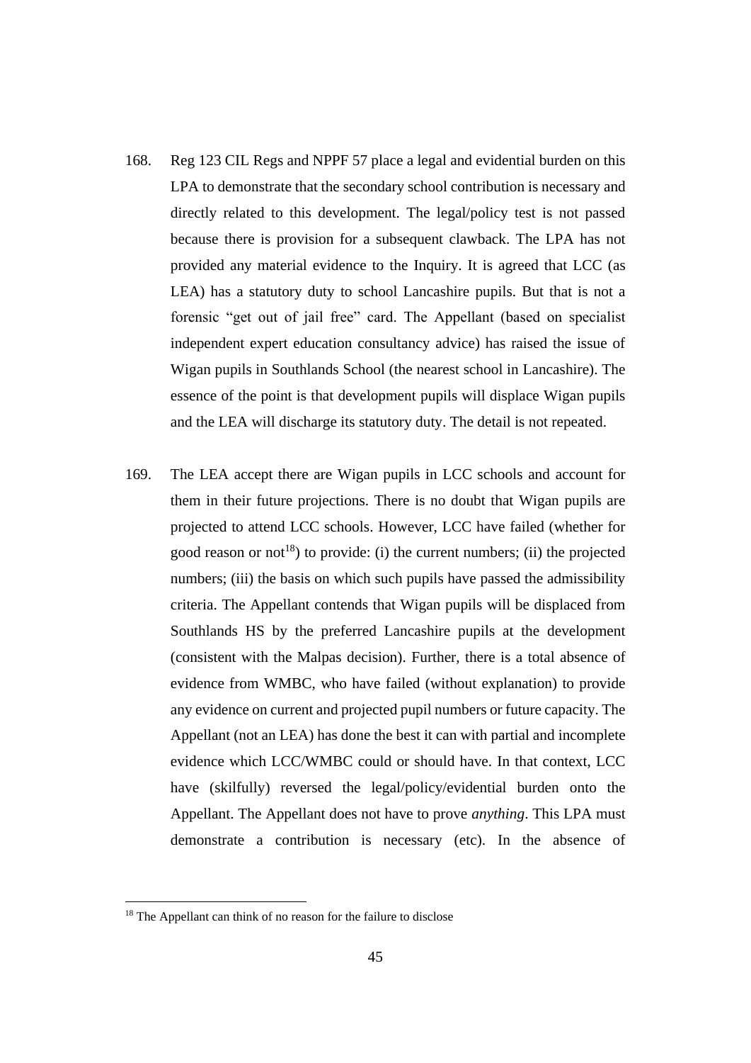168. Reg 123 CIL Regs and NPPF 57 place a legal and evidential burden on this LPA to demonstrate that the secondary school contribution is necessary and directly related to this development. The legal/policy test is not passed because there is provision for a subsequent clawback. The LPA has not provided any material evidence to the Inquiry. It is agreed that LCC (as LEA) has a statutory duty to school Lancashire pupils. But that is not a forensic "get out of jail free" card. The Appellant (based on specialist independent expert education consultancy advice) has raised the issue of Wigan pupils in Southlands School (the nearest school in Lancashire). The essence of the point is that development pupils will displace Wigan pupils and the LEA will discharge its statutory duty. The detail is not repeated.

169. The LEA accept there are Wigan pupils in LCC schools and account for them in their future projections. There is no doubt that Wigan pupils are projected to attend LCC schools. However, LCC have failed (whether for good reason or not[18]) to provide: (i) the current numbers; (ii) the projected numbers; (iii) the basis on which such pupils have passed the admissibility criteria. The Appellant contends that Wigan pupils will be displaced from Southlands HS by the preferred Lancashire pupils at the development (consistent with the Malpas decision). Further, there is a total absence of evidence from WMBC, who have failed (without explanation) to provide any evidence on current and projected pupil numbers or future capacity. The Appellant (not an LEA) has done the best it can with partial and incomplete evidence which LCC/WMBC could or should have. In that context, LCC have (skilfully) reversed the legal/policy/evidential burden onto the Appellant. The Appellant does not have to prove *anything*. This LPA must demonstrate a contribution is necessary (etc). In the absence of

[18] The Appellant can think of no reason for the failure to disclose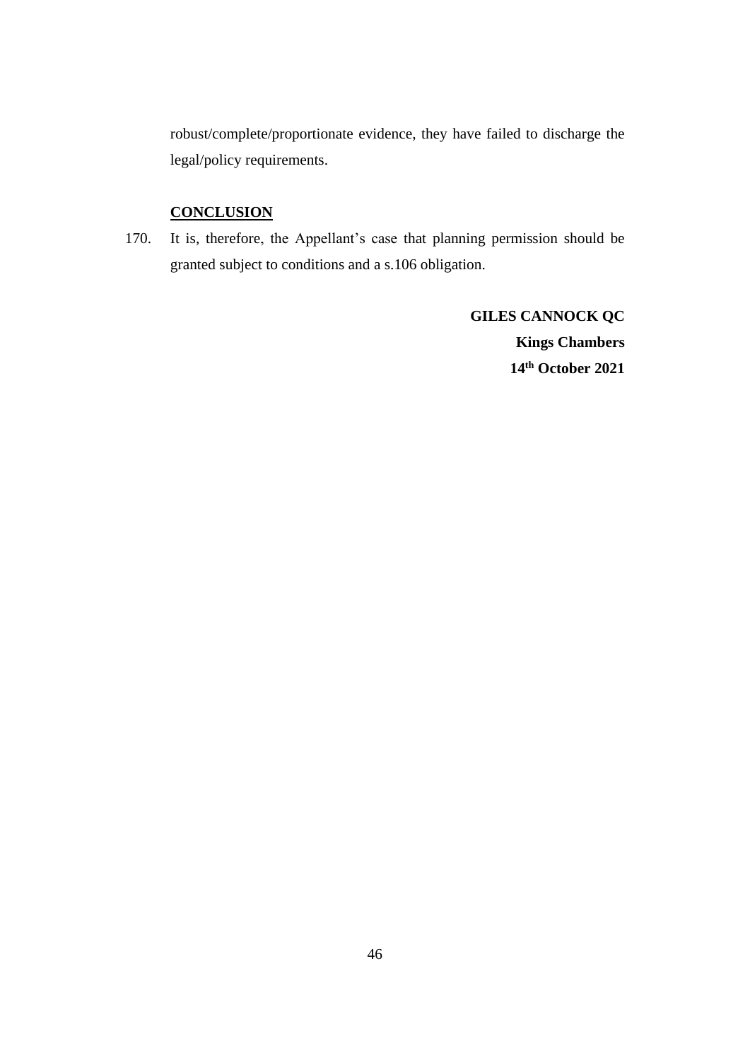robust/complete/proportionate evidence, they have failed to discharge the legal/policy requirements.

## CONCLUSION

170. It is, therefore, the Appellant's case that planning permission should be granted subject to conditions and a s.106 obligation.

**GILES CANNOCK QC**
**Kings Chambers**
**14th October 2021**